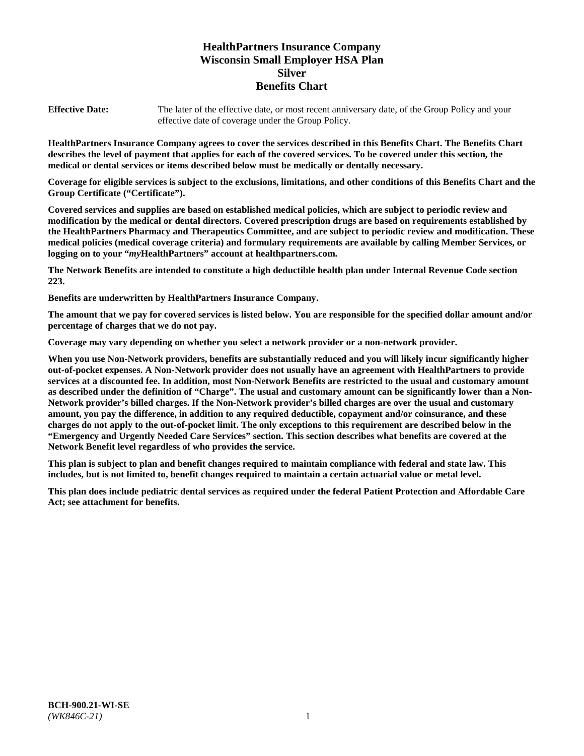# HealthPartners Insurance Company
# Wisconsin Small Employer HSA Plan
# Silver
# Benefits Chart

**Effective Date:** The later of the effective date, or most recent anniversary date, of the Group Policy and your effective date of coverage under the Group Policy.

**HealthPartners Insurance Company agrees to cover the services described in this Benefits Chart. The Benefits Chart describes the level of payment that applies for each of the covered services. To be covered under this section, the medical or dental services or items described below must be medically or dentally necessary.**

**Coverage for eligible services is subject to the exclusions, limitations, and other conditions of this Benefits Chart and the Group Certificate ("Certificate").**

**Covered services and supplies are based on established medical policies, which are subject to periodic review and modification by the medical or dental directors. Covered prescription drugs are based on requirements established by the HealthPartners Pharmacy and Therapeutics Committee, and are subject to periodic review and modification. These medical policies (medical coverage criteria) and formulary requirements are available by calling Member Services, or logging on to your "*my*HealthPartners" account at healthpartners.com.**

**The Network Benefits are intended to constitute a high deductible health plan under Internal Revenue Code section 223.**

**Benefits are underwritten by HealthPartners Insurance Company.**

**The amount that we pay for covered services is listed below. You are responsible for the specified dollar amount and/or percentage of charges that we do not pay.**

**Coverage may vary depending on whether you select a network provider or a non-network provider.**

**When you use Non-Network providers, benefits are substantially reduced and you will likely incur significantly higher out-of-pocket expenses. A Non-Network provider does not usually have an agreement with HealthPartners to provide services at a discounted fee. In addition, most Non-Network Benefits are restricted to the usual and customary amount as described under the definition of "Charge". The usual and customary amount can be significantly lower than a Non-Network provider's billed charges. If the Non-Network provider's billed charges are over the usual and customary amount, you pay the difference, in addition to any required deductible, copayment and/or coinsurance, and these charges do not apply to the out-of-pocket limit. The only exceptions to this requirement are described below in the "Emergency and Urgently Needed Care Services" section. This section describes what benefits are covered at the Network Benefit level regardless of who provides the service.**

**This plan is subject to plan and benefit changes required to maintain compliance with federal and state law. This includes, but is not limited to, benefit changes required to maintain a certain actuarial value or metal level.**

**This plan does include pediatric dental services as required under the federal Patient Protection and Affordable Care Act; see attachment for benefits.**

**BCH-900.21-WI-SE**
*(WK846C-21)*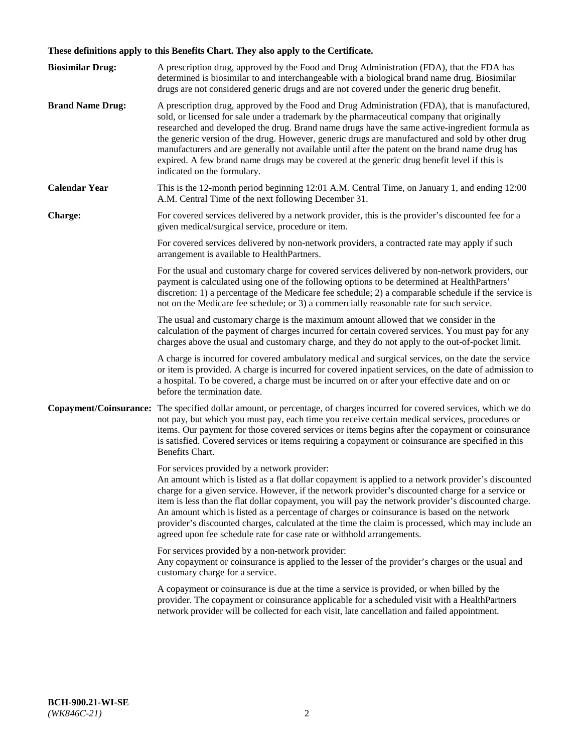**These definitions apply to this Benefits Chart. They also apply to the Certificate.**

**Biosimilar Drug:** A prescription drug, approved by the Food and Drug Administration (FDA), that the FDA has determined is biosimilar to and interchangeable with a biological brand name drug. Biosimilar drugs are not considered generic drugs and are not covered under the generic drug benefit.

**Brand Name Drug:** A prescription drug, approved by the Food and Drug Administration (FDA), that is manufactured, sold, or licensed for sale under a trademark by the pharmaceutical company that originally researched and developed the drug. Brand name drugs have the same active-ingredient formula as the generic version of the drug. However, generic drugs are manufactured and sold by other drug manufacturers and are generally not available until after the patent on the brand name drug has expired. A few brand name drugs may be covered at the generic drug benefit level if this is indicated on the formulary.

**Calendar Year** This is the 12-month period beginning 12:01 A.M. Central Time, on January 1, and ending 12:00 A.M. Central Time of the next following December 31.

**Charge:** For covered services delivered by a network provider, this is the provider's discounted fee for a given medical/surgical service, procedure or item.

For covered services delivered by non-network providers, a contracted rate may apply if such arrangement is available to HealthPartners.

For the usual and customary charge for covered services delivered by non-network providers, our payment is calculated using one of the following options to be determined at HealthPartners' discretion: 1) a percentage of the Medicare fee schedule; 2) a comparable schedule if the service is not on the Medicare fee schedule; or 3) a commercially reasonable rate for such service.

The usual and customary charge is the maximum amount allowed that we consider in the calculation of the payment of charges incurred for certain covered services. You must pay for any charges above the usual and customary charge, and they do not apply to the out-of-pocket limit.

A charge is incurred for covered ambulatory medical and surgical services, on the date the service or item is provided. A charge is incurred for covered inpatient services, on the date of admission to a hospital. To be covered, a charge must be incurred on or after your effective date and on or before the termination date.

**Copayment/Coinsurance:** The specified dollar amount, or percentage, of charges incurred for covered services, which we do not pay, but which you must pay, each time you receive certain medical services, procedures or items. Our payment for those covered services or items begins after the copayment or coinsurance is satisfied. Covered services or items requiring a copayment or coinsurance are specified in this Benefits Chart.

For services provided by a network provider:
An amount which is listed as a flat dollar copayment is applied to a network provider's discounted charge for a given service. However, if the network provider's discounted charge for a service or item is less than the flat dollar copayment, you will pay the network provider's discounted charge. An amount which is listed as a percentage of charges or coinsurance is based on the network provider's discounted charges, calculated at the time the claim is processed, which may include an agreed upon fee schedule rate for case rate or withhold arrangements.

For services provided by a non-network provider:
Any copayment or coinsurance is applied to the lesser of the provider's charges or the usual and customary charge for a service.

A copayment or coinsurance is due at the time a service is provided, or when billed by the provider. The copayment or coinsurance applicable for a scheduled visit with a HealthPartners network provider will be collected for each visit, late cancellation and failed appointment.

**BCH-900.21-WI-SE**
*(WK846C-21)*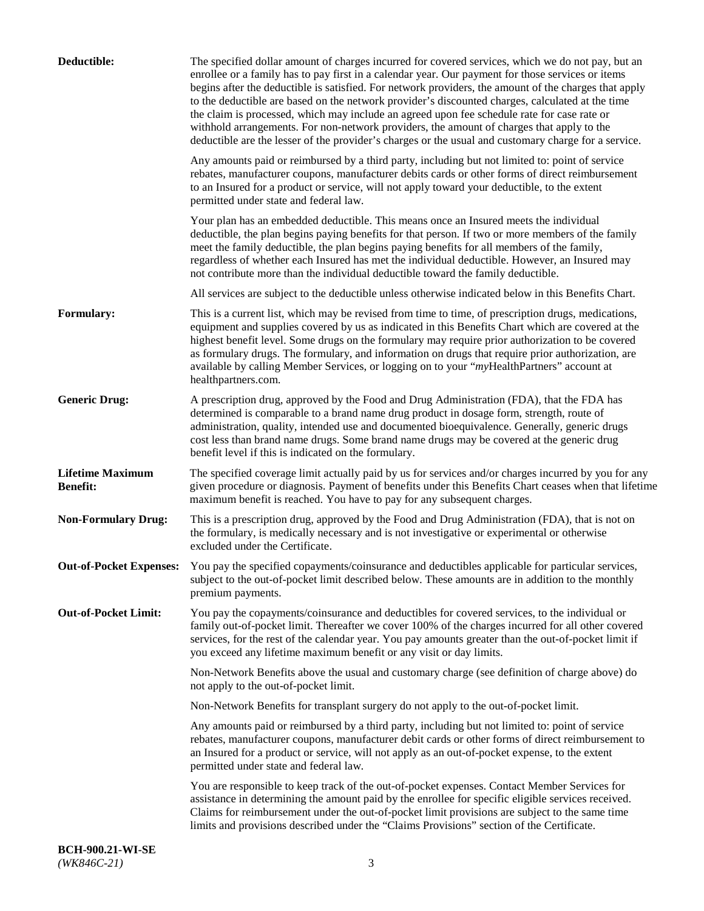**Deductible:** The specified dollar amount of charges incurred for covered services, which we do not pay, but an enrollee or a family has to pay first in a calendar year. Our payment for those services or items begins after the deductible is satisfied. For network providers, the amount of the charges that apply to the deductible are based on the network provider's discounted charges, calculated at the time the claim is processed, which may include an agreed upon fee schedule rate for case rate or withhold arrangements. For non-network providers, the amount of charges that apply to the deductible are the lesser of the provider's charges or the usual and customary charge for a service.

Any amounts paid or reimbursed by a third party, including but not limited to: point of service rebates, manufacturer coupons, manufacturer debits cards or other forms of direct reimbursement to an Insured for a product or service, will not apply toward your deductible, to the extent permitted under state and federal law.

Your plan has an embedded deductible. This means once an Insured meets the individual deductible, the plan begins paying benefits for that person. If two or more members of the family meet the family deductible, the plan begins paying benefits for all members of the family, regardless of whether each Insured has met the individual deductible. However, an Insured may not contribute more than the individual deductible toward the family deductible.

All services are subject to the deductible unless otherwise indicated below in this Benefits Chart.

**Formulary:** This is a current list, which may be revised from time to time, of prescription drugs, medications, equipment and supplies covered by us as indicated in this Benefits Chart which are covered at the highest benefit level. Some drugs on the formulary may require prior authorization to be covered as formulary drugs. The formulary, and information on drugs that require prior authorization, are available by calling Member Services, or logging on to your "*my*HealthPartners" account at healthpartners.com.

**Generic Drug:** A prescription drug, approved by the Food and Drug Administration (FDA), that the FDA has determined is comparable to a brand name drug product in dosage form, strength, route of administration, quality, intended use and documented bioequivalence. Generally, generic drugs cost less than brand name drugs. Some brand name drugs may be covered at the generic drug benefit level if this is indicated on the formulary.

**Lifetime Maximum Benefit:** The specified coverage limit actually paid by us for services and/or charges incurred by you for any given procedure or diagnosis. Payment of benefits under this Benefits Chart ceases when that lifetime maximum benefit is reached. You have to pay for any subsequent charges.

**Non-Formulary Drug:** This is a prescription drug, approved by the Food and Drug Administration (FDA), that is not on the formulary, is medically necessary and is not investigative or experimental or otherwise excluded under the Certificate.

**Out-of-Pocket Expenses:** You pay the specified copayments/coinsurance and deductibles applicable for particular services, subject to the out-of-pocket limit described below. These amounts are in addition to the monthly premium payments.

**Out-of-Pocket Limit:** You pay the copayments/coinsurance and deductibles for covered services, to the individual or family out-of-pocket limit. Thereafter we cover 100% of the charges incurred for all other covered services, for the rest of the calendar year. You pay amounts greater than the out-of-pocket limit if you exceed any lifetime maximum benefit or any visit or day limits.

Non-Network Benefits above the usual and customary charge (see definition of charge above) do not apply to the out-of-pocket limit.

Non-Network Benefits for transplant surgery do not apply to the out-of-pocket limit.

Any amounts paid or reimbursed by a third party, including but not limited to: point of service rebates, manufacturer coupons, manufacturer debit cards or other forms of direct reimbursement to an Insured for a product or service, will not apply as an out-of-pocket expense, to the extent permitted under state and federal law.

You are responsible to keep track of the out-of-pocket expenses. Contact Member Services for assistance in determining the amount paid by the enrollee for specific eligible services received. Claims for reimbursement under the out-of-pocket limit provisions are subject to the same time limits and provisions described under the "Claims Provisions" section of the Certificate.

**BCH-900.21-WI-SE**
*(WK846C-21)*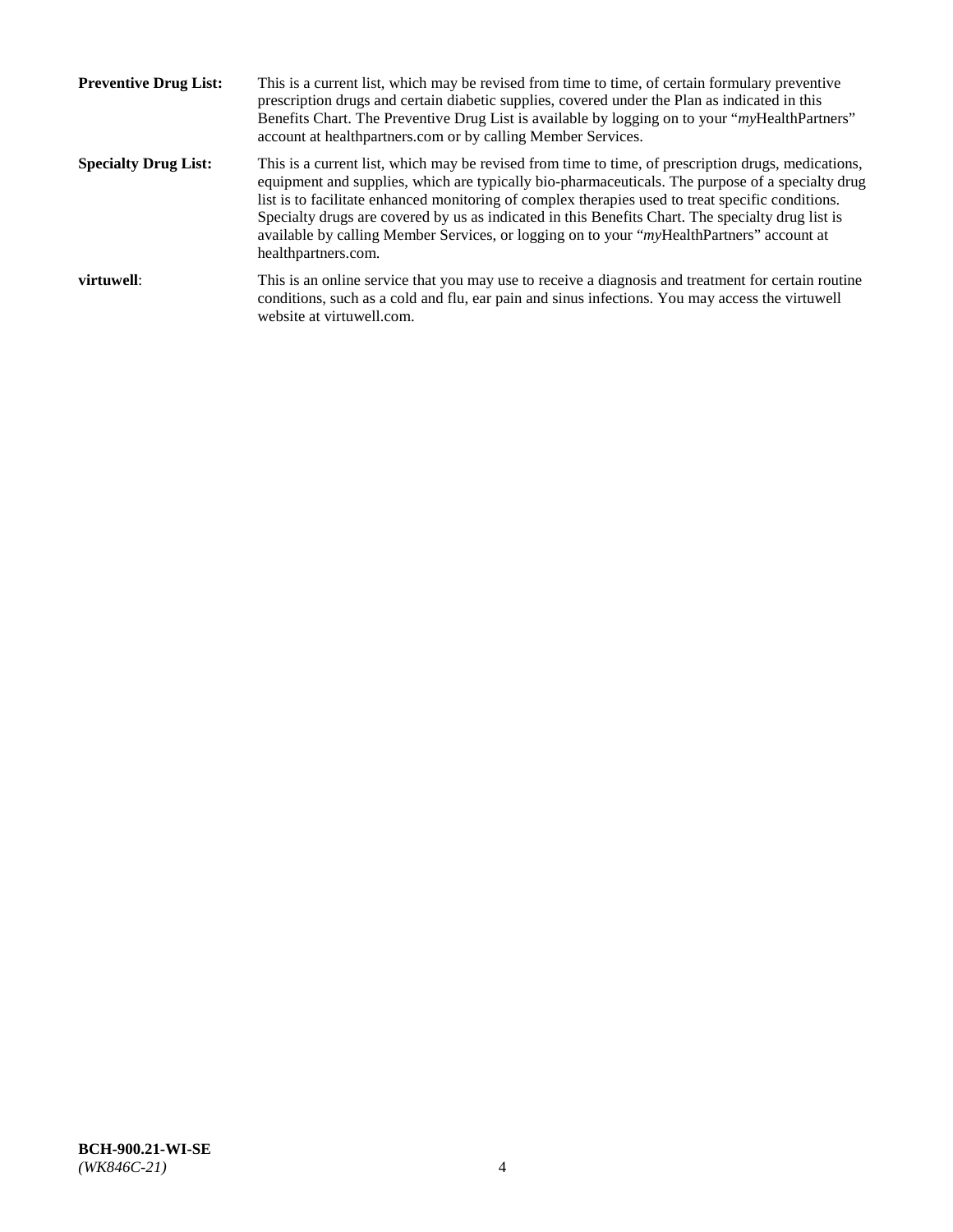**Preventive Drug List:** This is a current list, which may be revised from time to time, of certain formulary preventive prescription drugs and certain diabetic supplies, covered under the Plan as indicated in this Benefits Chart. The Preventive Drug List is available by logging on to your "*my*HealthPartners" account at healthpartners.com or by calling Member Services.

**Specialty Drug List:** This is a current list, which may be revised from time to time, of prescription drugs, medications, equipment and supplies, which are typically bio-pharmaceuticals. The purpose of a specialty drug list is to facilitate enhanced monitoring of complex therapies used to treat specific conditions. Specialty drugs are covered by us as indicated in this Benefits Chart. The specialty drug list is available by calling Member Services, or logging on to your "*my*HealthPartners" account at healthpartners.com.

**virtuwell**: This is an online service that you may use to receive a diagnosis and treatment for certain routine conditions, such as a cold and flu, ear pain and sinus infections. You may access the virtuwell website at virtuwell.com.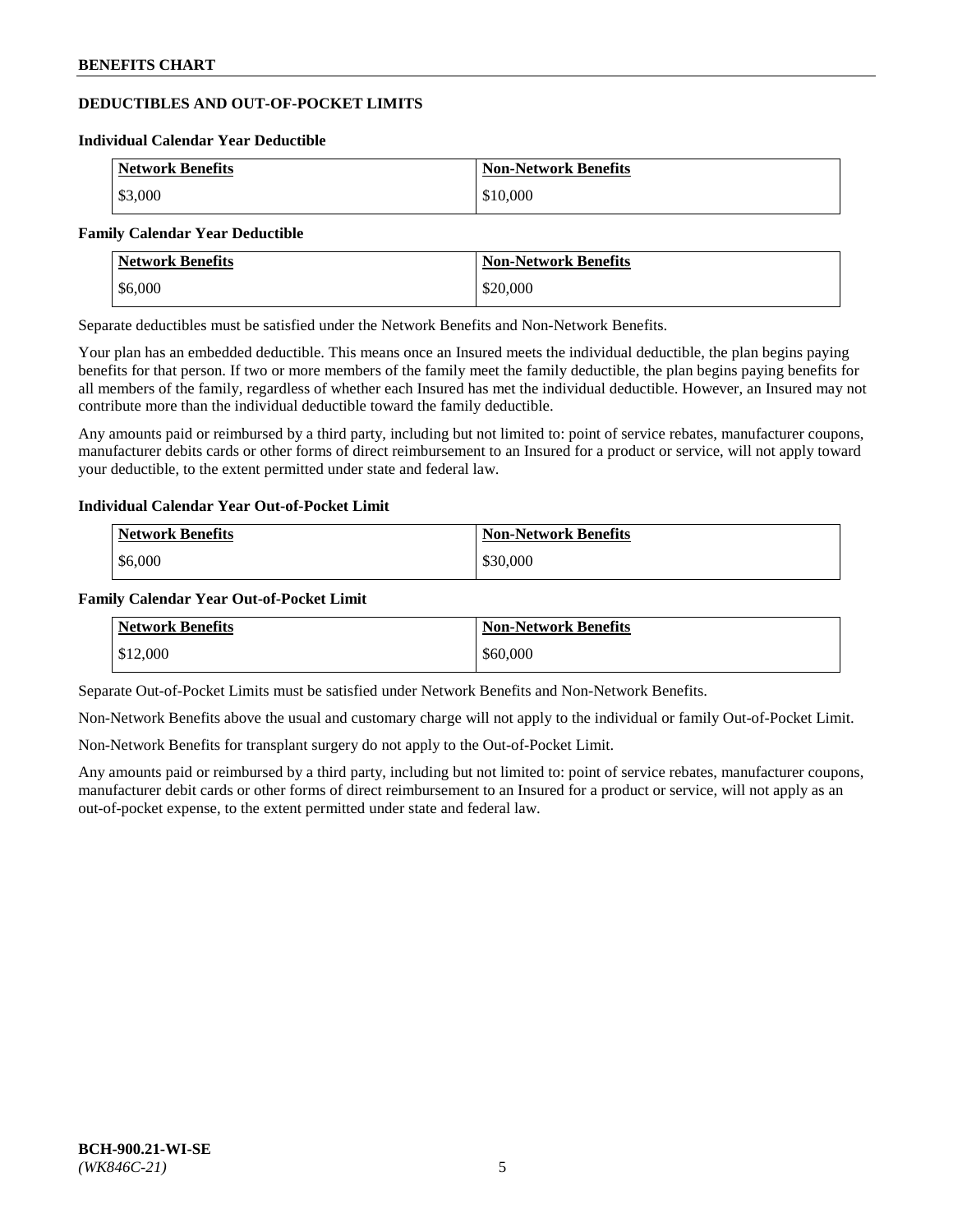## DEDUCTIBLES AND OUT-OF-POCKET LIMITS

### Individual Calendar Year Deductible

| Network Benefits | Non-Network Benefits |
|---|---|
| $3,000 | $10,000 |

### Family Calendar Year Deductible

| Network Benefits | Non-Network Benefits |
|---|---|
| $6,000 | $20,000 |

Separate deductibles must be satisfied under the Network Benefits and Non-Network Benefits.

Your plan has an embedded deductible. This means once an Insured meets the individual deductible, the plan begins paying benefits for that person. If two or more members of the family meet the family deductible, the plan begins paying benefits for all members of the family, regardless of whether each Insured has met the individual deductible. However, an Insured may not contribute more than the individual deductible toward the family deductible.

Any amounts paid or reimbursed by a third party, including but not limited to: point of service rebates, manufacturer coupons, manufacturer debits cards or other forms of direct reimbursement to an Insured for a product or service, will not apply toward your deductible, to the extent permitted under state and federal law.

### Individual Calendar Year Out-of-Pocket Limit

| Network Benefits | Non-Network Benefits |
|---|---|
| $6,000 | $30,000 |

### Family Calendar Year Out-of-Pocket Limit

| Network Benefits | Non-Network Benefits |
|---|---|
| $12,000 | $60,000 |

Separate Out-of-Pocket Limits must be satisfied under Network Benefits and Non-Network Benefits.

Non-Network Benefits above the usual and customary charge will not apply to the individual or family Out-of-Pocket Limit.

Non-Network Benefits for transplant surgery do not apply to the Out-of-Pocket Limit.

Any amounts paid or reimbursed by a third party, including but not limited to: point of service rebates, manufacturer coupons, manufacturer debit cards or other forms of direct reimbursement to an Insured for a product or service, will not apply as an out-of-pocket expense, to the extent permitted under state and federal law.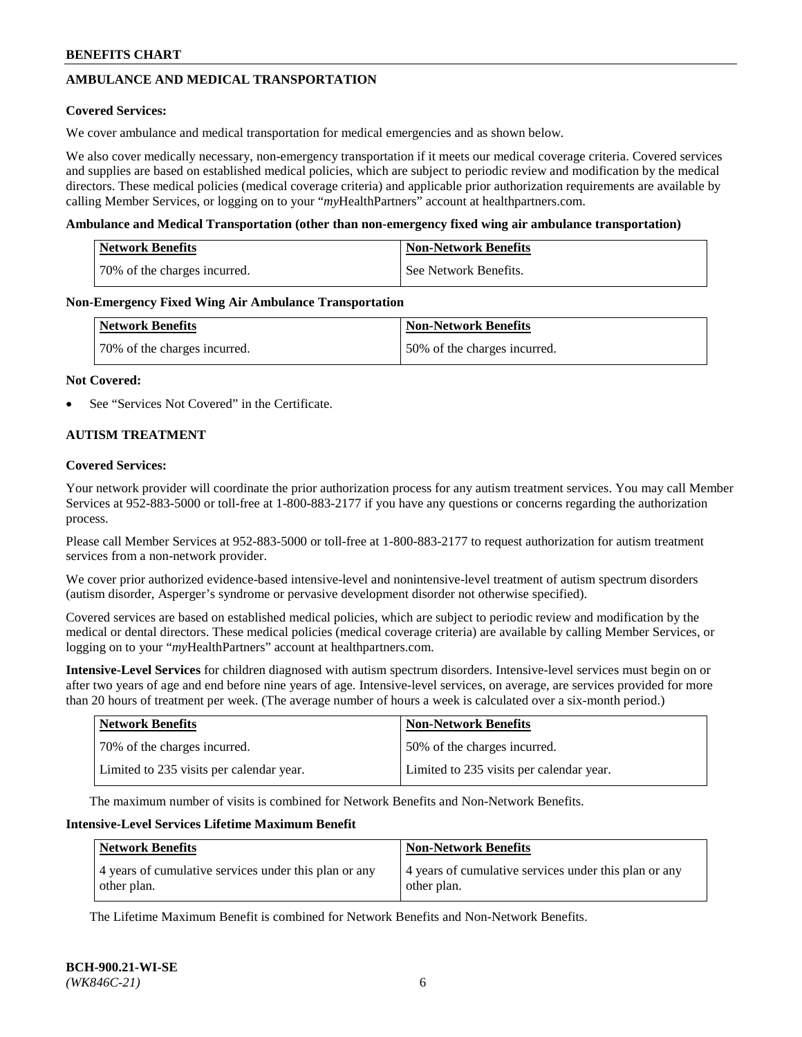## AMBULANCE AND MEDICAL TRANSPORTATION

**Covered Services:**

We cover ambulance and medical transportation for medical emergencies and as shown below.

We also cover medically necessary, non-emergency transportation if it meets our medical coverage criteria. Covered services and supplies are based on established medical policies, which are subject to periodic review and modification by the medical directors. These medical policies (medical coverage criteria) and applicable prior authorization requirements are available by calling Member Services, or logging on to your "*my*HealthPartners" account at healthpartners.com.

**Ambulance and Medical Transportation (other than non-emergency fixed wing air ambulance transportation)**

| Network Benefits | Non-Network Benefits |
|---|---|
| 70% of the charges incurred. | See Network Benefits. |

**Non-Emergency Fixed Wing Air Ambulance Transportation**

| Network Benefits | Non-Network Benefits |
|---|---|
| 70% of the charges incurred. | 50% of the charges incurred. |

**Not Covered:**

- See "Services Not Covered" in the Certificate.

## AUTISM TREATMENT

**Covered Services:**

Your network provider will coordinate the prior authorization process for any autism treatment services. You may call Member Services at 952-883-5000 or toll-free at 1-800-883-2177 if you have any questions or concerns regarding the authorization process.

Please call Member Services at 952-883-5000 or toll-free at 1-800-883-2177 to request authorization for autism treatment services from a non-network provider.

We cover prior authorized evidence-based intensive-level and nonintensive-level treatment of autism spectrum disorders (autism disorder, Asperger's syndrome or pervasive development disorder not otherwise specified).

Covered services are based on established medical policies, which are subject to periodic review and modification by the medical or dental directors. These medical policies (medical coverage criteria) are available by calling Member Services, or logging on to your "*my*HealthPartners" account at healthpartners.com.

**Intensive-Level Services** for children diagnosed with autism spectrum disorders. Intensive-level services must begin on or after two years of age and end before nine years of age. Intensive-level services, on average, are services provided for more than 20 hours of treatment per week. (The average number of hours a week is calculated over a six-month period.)

| Network Benefits | Non-Network Benefits |
|---|---|
| 70% of the charges incurred. | 50% of the charges incurred. |
| Limited to 235 visits per calendar year. | Limited to 235 visits per calendar year. |

The maximum number of visits is combined for Network Benefits and Non-Network Benefits.

**Intensive-Level Services Lifetime Maximum Benefit**

| Network Benefits | Non-Network Benefits |
|---|---|
| 4 years of cumulative services under this plan or any other plan. | 4 years of cumulative services under this plan or any other plan. |

The Lifetime Maximum Benefit is combined for Network Benefits and Non-Network Benefits.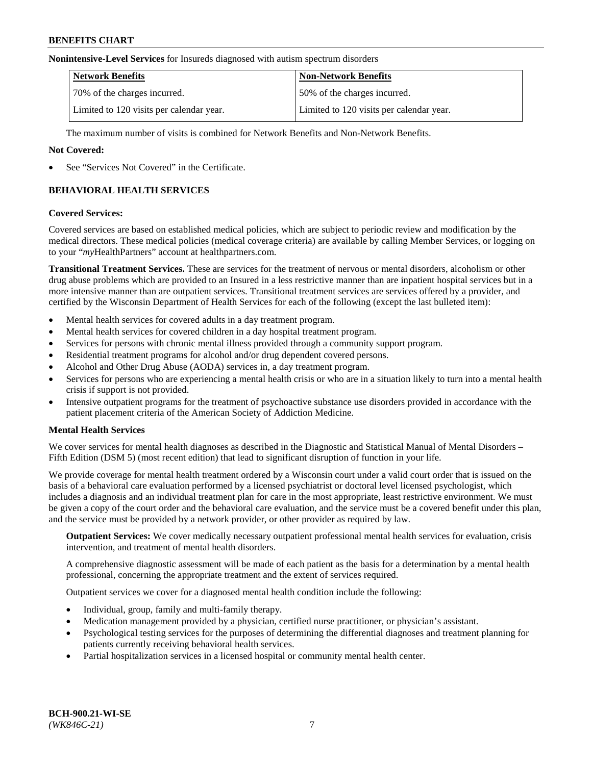**Nonintensive-Level Services** for Insureds diagnosed with autism spectrum disorders

| Network Benefits | Non-Network Benefits |
|---|---|
| 70% of the charges incurred. | 50% of the charges incurred. |
| Limited to 120 visits per calendar year. | Limited to 120 visits per calendar year. |

The maximum number of visits is combined for Network Benefits and Non-Network Benefits.

**Not Covered:**

- See "Services Not Covered" in the Certificate.

## BEHAVIORAL HEALTH SERVICES

**Covered Services:**

Covered services are based on established medical policies, which are subject to periodic review and modification by the medical directors. These medical policies (medical coverage criteria) are available by calling Member Services, or logging on to your "*my*HealthPartners" account at healthpartners.com.

**Transitional Treatment Services.** These are services for the treatment of nervous or mental disorders, alcoholism or other drug abuse problems which are provided to an Insured in a less restrictive manner than are inpatient hospital services but in a more intensive manner than are outpatient services. Transitional treatment services are services offered by a provider, and certified by the Wisconsin Department of Health Services for each of the following (except the last bulleted item):

- Mental health services for covered adults in a day treatment program.
- Mental health services for covered children in a day hospital treatment program.
- Services for persons with chronic mental illness provided through a community support program.
- Residential treatment programs for alcohol and/or drug dependent covered persons.
- Alcohol and Other Drug Abuse (AODA) services in, a day treatment program.
- Services for persons who are experiencing a mental health crisis or who are in a situation likely to turn into a mental health crisis if support is not provided.
- Intensive outpatient programs for the treatment of psychoactive substance use disorders provided in accordance with the patient placement criteria of the American Society of Addiction Medicine.

**Mental Health Services**

We cover services for mental health diagnoses as described in the Diagnostic and Statistical Manual of Mental Disorders – Fifth Edition (DSM 5) (most recent edition) that lead to significant disruption of function in your life.

We provide coverage for mental health treatment ordered by a Wisconsin court under a valid court order that is issued on the basis of a behavioral care evaluation performed by a licensed psychiatrist or doctoral level licensed psychologist, which includes a diagnosis and an individual treatment plan for care in the most appropriate, least restrictive environment. We must be given a copy of the court order and the behavioral care evaluation, and the service must be a covered benefit under this plan, and the service must be provided by a network provider, or other provider as required by law.

**Outpatient Services:** We cover medically necessary outpatient professional mental health services for evaluation, crisis intervention, and treatment of mental health disorders.

A comprehensive diagnostic assessment will be made of each patient as the basis for a determination by a mental health professional, concerning the appropriate treatment and the extent of services required.

Outpatient services we cover for a diagnosed mental health condition include the following:

- Individual, group, family and multi-family therapy.
- Medication management provided by a physician, certified nurse practitioner, or physician's assistant.
- Psychological testing services for the purposes of determining the differential diagnoses and treatment planning for patients currently receiving behavioral health services.
- Partial hospitalization services in a licensed hospital or community mental health center.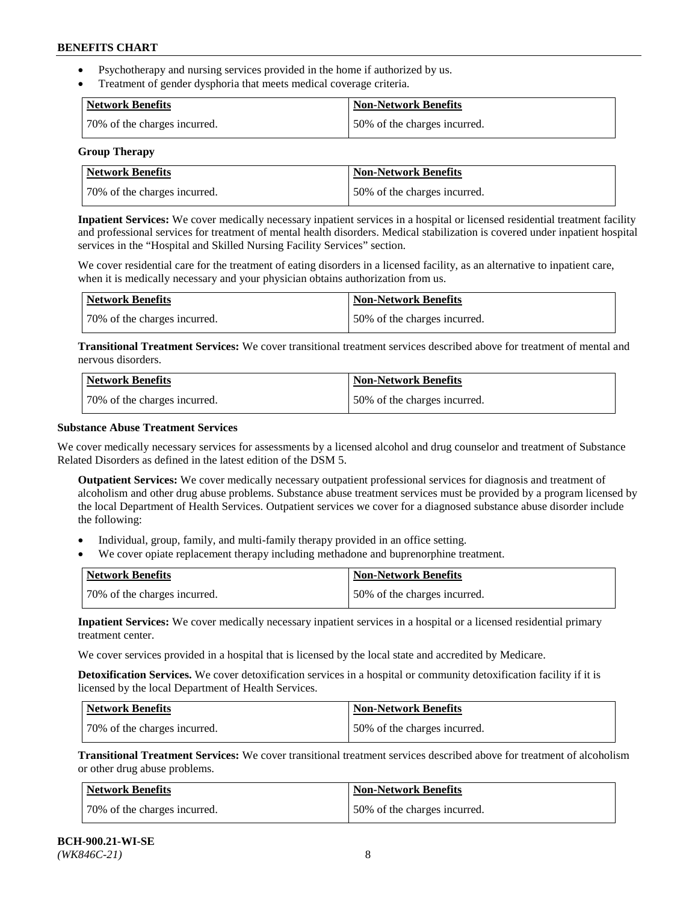- Psychotherapy and nursing services provided in the home if authorized by us.
- Treatment of gender dysphoria that meets medical coverage criteria.

| Network Benefits | Non-Network Benefits |
| --- | --- |
| 70% of the charges incurred. | 50% of the charges incurred. |

**Group Therapy**

| Network Benefits | Non-Network Benefits |
| --- | --- |
| 70% of the charges incurred. | 50% of the charges incurred. |

**Inpatient Services:** We cover medically necessary inpatient services in a hospital or licensed residential treatment facility and professional services for treatment of mental health disorders. Medical stabilization is covered under inpatient hospital services in the "Hospital and Skilled Nursing Facility Services" section.

We cover residential care for the treatment of eating disorders in a licensed facility, as an alternative to inpatient care, when it is medically necessary and your physician obtains authorization from us.

| Network Benefits | Non-Network Benefits |
| --- | --- |
| 70% of the charges incurred. | 50% of the charges incurred. |

**Transitional Treatment Services:** We cover transitional treatment services described above for treatment of mental and nervous disorders.

| Network Benefits | Non-Network Benefits |
| --- | --- |
| 70% of the charges incurred. | 50% of the charges incurred. |

**Substance Abuse Treatment Services**

We cover medically necessary services for assessments by a licensed alcohol and drug counselor and treatment of Substance Related Disorders as defined in the latest edition of the DSM 5.

**Outpatient Services:** We cover medically necessary outpatient professional services for diagnosis and treatment of alcoholism and other drug abuse problems. Substance abuse treatment services must be provided by a program licensed by the local Department of Health Services. Outpatient services we cover for a diagnosed substance abuse disorder include the following:

- Individual, group, family, and multi-family therapy provided in an office setting.
- We cover opiate replacement therapy including methadone and buprenorphine treatment.

| Network Benefits | Non-Network Benefits |
| --- | --- |
| 70% of the charges incurred. | 50% of the charges incurred. |

**Inpatient Services:** We cover medically necessary inpatient services in a hospital or a licensed residential primary treatment center.

We cover services provided in a hospital that is licensed by the local state and accredited by Medicare.

**Detoxification Services.** We cover detoxification services in a hospital or community detoxification facility if it is licensed by the local Department of Health Services.

| Network Benefits | Non-Network Benefits |
| --- | --- |
| 70% of the charges incurred. | 50% of the charges incurred. |

**Transitional Treatment Services:** We cover transitional treatment services described above for treatment of alcoholism or other drug abuse problems.

| Network Benefits | Non-Network Benefits |
| --- | --- |
| 70% of the charges incurred. | 50% of the charges incurred. |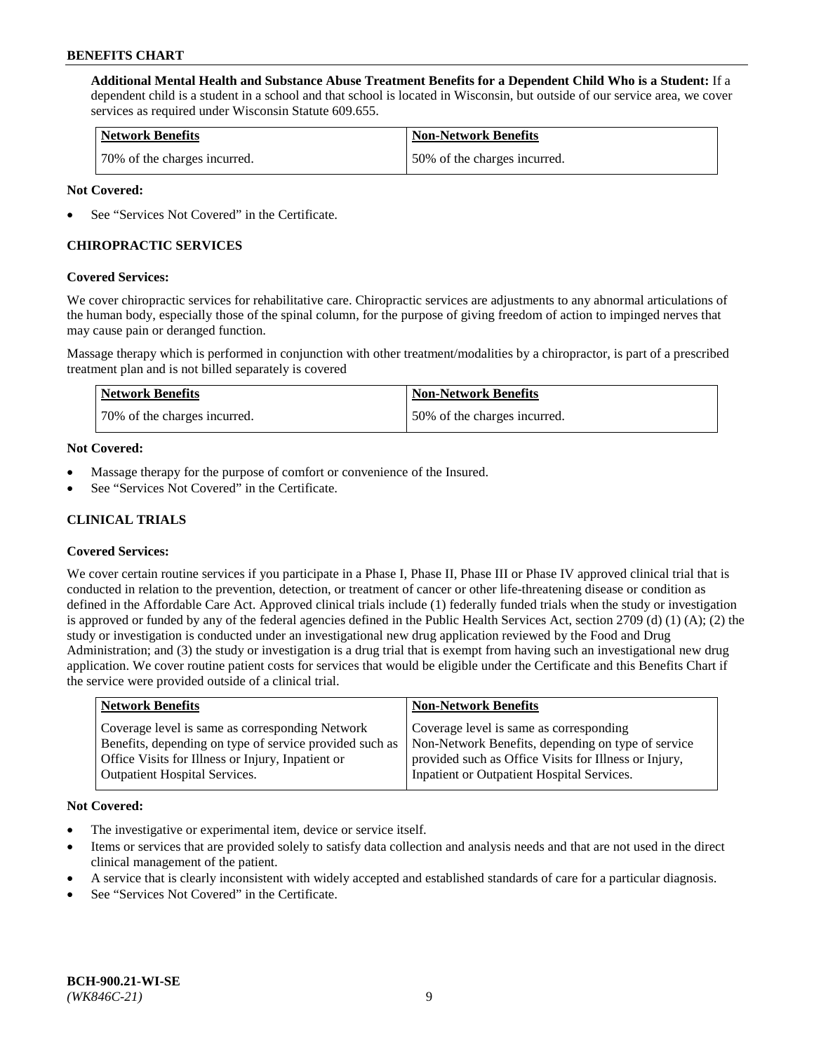**Additional Mental Health and Substance Abuse Treatment Benefits for a Dependent Child Who is a Student:** If a dependent child is a student in a school and that school is located in Wisconsin, but outside of our service area, we cover services as required under Wisconsin Statute 609.655.

| Network Benefits | Non-Network Benefits |
| --- | --- |
| 70% of the charges incurred. | 50% of the charges incurred. |

**Not Covered:**

- See "Services Not Covered" in the Certificate.

### CHIROPRACTIC SERVICES

**Covered Services:**

We cover chiropractic services for rehabilitative care. Chiropractic services are adjustments to any abnormal articulations of the human body, especially those of the spinal column, for the purpose of giving freedom of action to impinged nerves that may cause pain or deranged function.

Massage therapy which is performed in conjunction with other treatment/modalities by a chiropractor, is part of a prescribed treatment plan and is not billed separately is covered

| Network Benefits | Non-Network Benefits |
| --- | --- |
| 70% of the charges incurred. | 50% of the charges incurred. |

**Not Covered:**

- Massage therapy for the purpose of comfort or convenience of the Insured.
- See "Services Not Covered" in the Certificate.

### CLINICAL TRIALS

**Covered Services:**

We cover certain routine services if you participate in a Phase I, Phase II, Phase III or Phase IV approved clinical trial that is conducted in relation to the prevention, detection, or treatment of cancer or other life-threatening disease or condition as defined in the Affordable Care Act. Approved clinical trials include (1) federally funded trials when the study or investigation is approved or funded by any of the federal agencies defined in the Public Health Services Act, section 2709 (d) (1) (A); (2) the study or investigation is conducted under an investigational new drug application reviewed by the Food and Drug Administration; and (3) the study or investigation is a drug trial that is exempt from having such an investigational new drug application. We cover routine patient costs for services that would be eligible under the Certificate and this Benefits Chart if the service were provided outside of a clinical trial.

| Network Benefits | Non-Network Benefits |
| --- | --- |
| Coverage level is same as corresponding Network Benefits, depending on type of service provided such as Office Visits for Illness or Injury, Inpatient or Outpatient Hospital Services. | Coverage level is same as corresponding Non-Network Benefits, depending on type of service provided such as Office Visits for Illness or Injury, Inpatient or Outpatient Hospital Services. |

**Not Covered:**

- The investigative or experimental item, device or service itself.
- Items or services that are provided solely to satisfy data collection and analysis needs and that are not used in the direct clinical management of the patient.
- A service that is clearly inconsistent with widely accepted and established standards of care for a particular diagnosis.
- See "Services Not Covered" in the Certificate.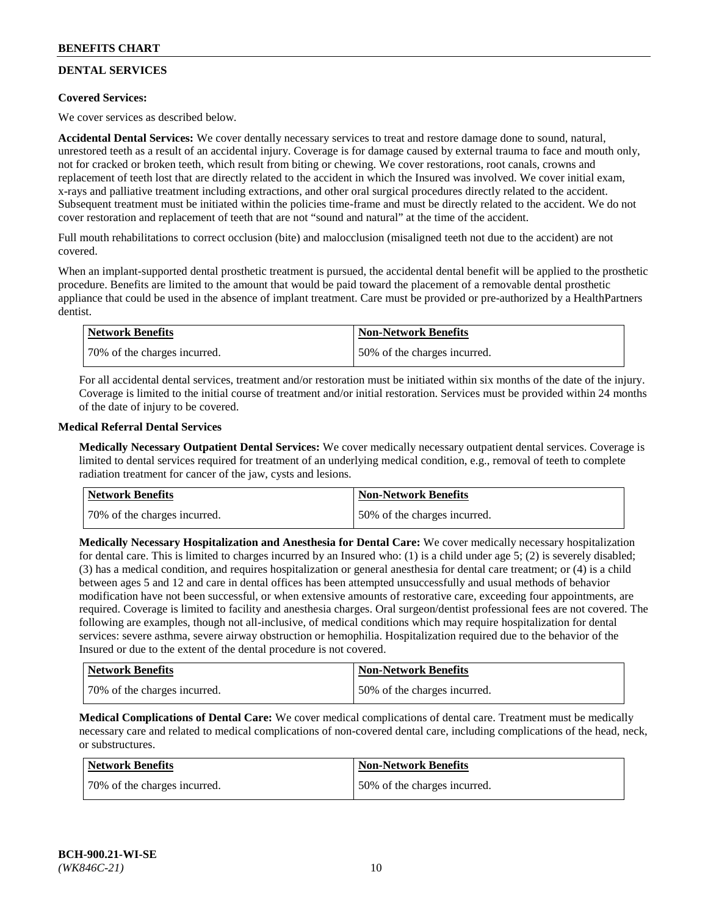## DENTAL SERVICES

**Covered Services:**

We cover services as described below.

**Accidental Dental Services:** We cover dentally necessary services to treat and restore damage done to sound, natural, unrestored teeth as a result of an accidental injury. Coverage is for damage caused by external trauma to face and mouth only, not for cracked or broken teeth, which result from biting or chewing. We cover restorations, root canals, crowns and replacement of teeth lost that are directly related to the accident in which the Insured was involved. We cover initial exam, x-rays and palliative treatment including extractions, and other oral surgical procedures directly related to the accident. Subsequent treatment must be initiated within the policies time-frame and must be directly related to the accident. We do not cover restoration and replacement of teeth that are not "sound and natural" at the time of the accident.

Full mouth rehabilitations to correct occlusion (bite) and malocclusion (misaligned teeth not due to the accident) are not covered.

When an implant-supported dental prosthetic treatment is pursued, the accidental dental benefit will be applied to the prosthetic procedure. Benefits are limited to the amount that would be paid toward the placement of a removable dental prosthetic appliance that could be used in the absence of implant treatment. Care must be provided or pre-authorized by a HealthPartners dentist.

| Network Benefits | Non-Network Benefits |
|---|---|
| 70% of the charges incurred. | 50% of the charges incurred. |

For all accidental dental services, treatment and/or restoration must be initiated within six months of the date of the injury. Coverage is limited to the initial course of treatment and/or initial restoration. Services must be provided within 24 months of the date of injury to be covered.

**Medical Referral Dental Services**

**Medically Necessary Outpatient Dental Services:** We cover medically necessary outpatient dental services. Coverage is limited to dental services required for treatment of an underlying medical condition, e.g., removal of teeth to complete radiation treatment for cancer of the jaw, cysts and lesions.

| Network Benefits | Non-Network Benefits |
|---|---|
| 70% of the charges incurred. | 50% of the charges incurred. |

**Medically Necessary Hospitalization and Anesthesia for Dental Care:** We cover medically necessary hospitalization for dental care. This is limited to charges incurred by an Insured who: (1) is a child under age 5; (2) is severely disabled; (3) has a medical condition, and requires hospitalization or general anesthesia for dental care treatment; or (4) is a child between ages 5 and 12 and care in dental offices has been attempted unsuccessfully and usual methods of behavior modification have not been successful, or when extensive amounts of restorative care, exceeding four appointments, are required. Coverage is limited to facility and anesthesia charges. Oral surgeon/dentist professional fees are not covered. The following are examples, though not all-inclusive, of medical conditions which may require hospitalization for dental services: severe asthma, severe airway obstruction or hemophilia. Hospitalization required due to the behavior of the Insured or due to the extent of the dental procedure is not covered.

| Network Benefits | Non-Network Benefits |
|---|---|
| 70% of the charges incurred. | 50% of the charges incurred. |

**Medical Complications of Dental Care:** We cover medical complications of dental care. Treatment must be medically necessary care and related to medical complications of non-covered dental care, including complications of the head, neck, or substructures.

| Network Benefits | Non-Network Benefits |
|---|---|
| 70% of the charges incurred. | 50% of the charges incurred. |

BCH-900.21-WI-SE
*(WK846C-21)*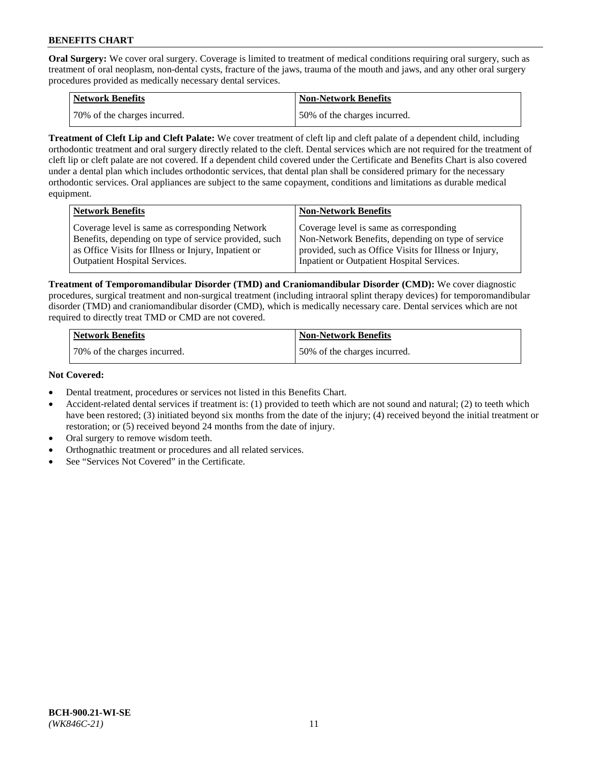**Oral Surgery:** We cover oral surgery. Coverage is limited to treatment of medical conditions requiring oral surgery, such as treatment of oral neoplasm, non-dental cysts, fracture of the jaws, trauma of the mouth and jaws, and any other oral surgery procedures provided as medically necessary dental services.

| Network Benefits | Non-Network Benefits |
| --- | --- |
| 70% of the charges incurred. | 50% of the charges incurred. |

**Treatment of Cleft Lip and Cleft Palate:** We cover treatment of cleft lip and cleft palate of a dependent child, including orthodontic treatment and oral surgery directly related to the cleft. Dental services which are not required for the treatment of cleft lip or cleft palate are not covered. If a dependent child covered under the Certificate and Benefits Chart is also covered under a dental plan which includes orthodontic services, that dental plan shall be considered primary for the necessary orthodontic services. Oral appliances are subject to the same copayment, conditions and limitations as durable medical equipment.

| Network Benefits | Non-Network Benefits |
| --- | --- |
| Coverage level is same as corresponding Network Benefits, depending on type of service provided, such as Office Visits for Illness or Injury, Inpatient or Outpatient Hospital Services. | Coverage level is same as corresponding Non-Network Benefits, depending on type of service provided, such as Office Visits for Illness or Injury, Inpatient or Outpatient Hospital Services. |

**Treatment of Temporomandibular Disorder (TMD) and Craniomandibular Disorder (CMD):** We cover diagnostic procedures, surgical treatment and non-surgical treatment (including intraoral splint therapy devices) for temporomandibular disorder (TMD) and craniomandibular disorder (CMD), which is medically necessary care. Dental services which are not required to directly treat TMD or CMD are not covered.

| Network Benefits | Non-Network Benefits |
| --- | --- |
| 70% of the charges incurred. | 50% of the charges incurred. |

**Not Covered:**

- Dental treatment, procedures or services not listed in this Benefits Chart.
- Accident-related dental services if treatment is: (1) provided to teeth which are not sound and natural; (2) to teeth which have been restored; (3) initiated beyond six months from the date of the injury; (4) received beyond the initial treatment or restoration; or (5) received beyond 24 months from the date of injury.
- Oral surgery to remove wisdom teeth.
- Orthognathic treatment or procedures and all related services.
- See "Services Not Covered" in the Certificate.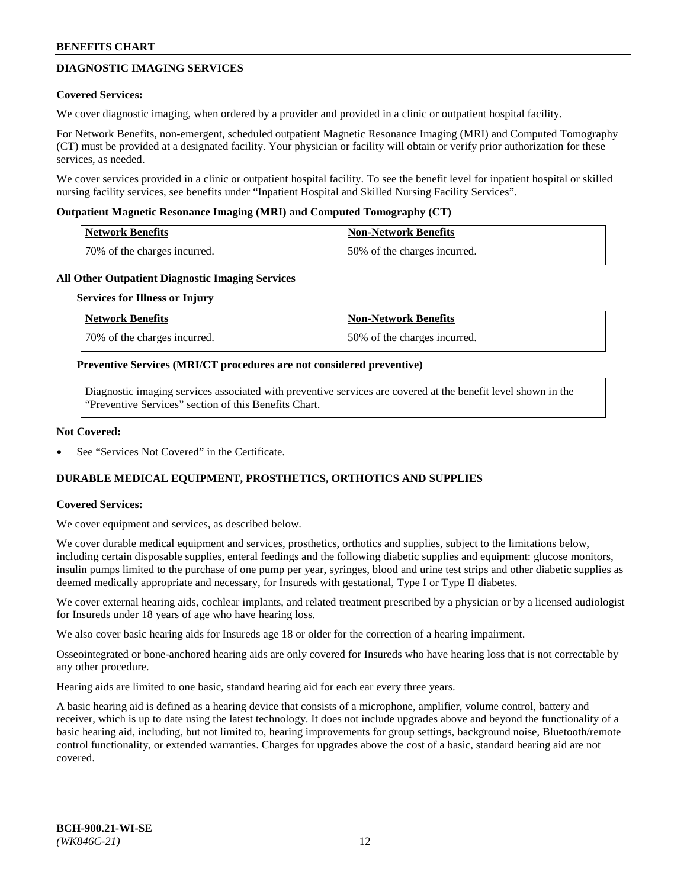## DIAGNOSTIC IMAGING SERVICES

**Covered Services:**

We cover diagnostic imaging, when ordered by a provider and provided in a clinic or outpatient hospital facility.

For Network Benefits, non-emergent, scheduled outpatient Magnetic Resonance Imaging (MRI) and Computed Tomography (CT) must be provided at a designated facility. Your physician or facility will obtain or verify prior authorization for these services, as needed.

We cover services provided in a clinic or outpatient hospital facility. To see the benefit level for inpatient hospital or skilled nursing facility services, see benefits under "Inpatient Hospital and Skilled Nursing Facility Services".

**Outpatient Magnetic Resonance Imaging (MRI) and Computed Tomography (CT)**

| Network Benefits | Non-Network Benefits |
| --- | --- |
| 70% of the charges incurred. | 50% of the charges incurred. |

**All Other Outpatient Diagnostic Imaging Services**

**Services for Illness or Injury**

| Network Benefits | Non-Network Benefits |
| --- | --- |
| 70% of the charges incurred. | 50% of the charges incurred. |

**Preventive Services (MRI/CT procedures are not considered preventive)**

Diagnostic imaging services associated with preventive services are covered at the benefit level shown in the "Preventive Services" section of this Benefits Chart.

**Not Covered:**

- See "Services Not Covered" in the Certificate.

## DURABLE MEDICAL EQUIPMENT, PROSTHETICS, ORTHOTICS AND SUPPLIES

**Covered Services:**

We cover equipment and services, as described below.

We cover durable medical equipment and services, prosthetics, orthotics and supplies, subject to the limitations below, including certain disposable supplies, enteral feedings and the following diabetic supplies and equipment: glucose monitors, insulin pumps limited to the purchase of one pump per year, syringes, blood and urine test strips and other diabetic supplies as deemed medically appropriate and necessary, for Insureds with gestational, Type I or Type II diabetes.

We cover external hearing aids, cochlear implants, and related treatment prescribed by a physician or by a licensed audiologist for Insureds under 18 years of age who have hearing loss.

We also cover basic hearing aids for Insureds age 18 or older for the correction of a hearing impairment.

Osseointegrated or bone-anchored hearing aids are only covered for Insureds who have hearing loss that is not correctable by any other procedure.

Hearing aids are limited to one basic, standard hearing aid for each ear every three years.

A basic hearing aid is defined as a hearing device that consists of a microphone, amplifier, volume control, battery and receiver, which is up to date using the latest technology. It does not include upgrades above and beyond the functionality of a basic hearing aid, including, but not limited to, hearing improvements for group settings, background noise, Bluetooth/remote control functionality, or extended warranties. Charges for upgrades above the cost of a basic, standard hearing aid are not covered.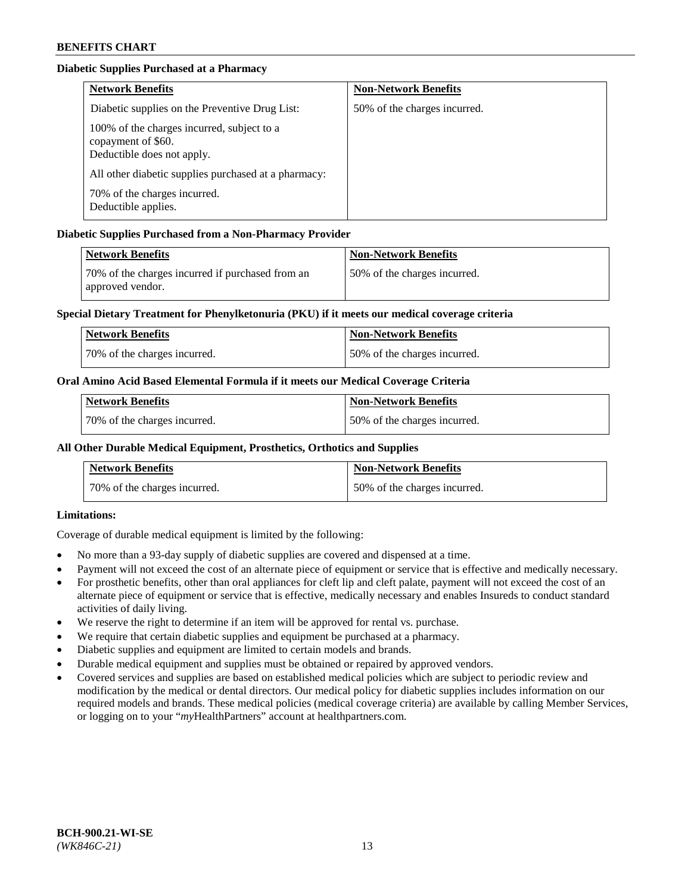**Diabetic Supplies Purchased at a Pharmacy**

| Network Benefits | Non-Network Benefits |
|---|---|
| Diabetic supplies on the Preventive Drug List:<br><br>100% of the charges incurred, subject to a copayment of $60.<br>Deductible does not apply.<br><br>All other diabetic supplies purchased at a pharmacy:<br><br>70% of the charges incurred.<br>Deductible applies. | 50% of the charges incurred. |

**Diabetic Supplies Purchased from a Non-Pharmacy Provider**

| Network Benefits | Non-Network Benefits |
|---|---|
| 70% of the charges incurred if purchased from an approved vendor. | 50% of the charges incurred. |

**Special Dietary Treatment for Phenylketonuria (PKU) if it meets our medical coverage criteria**

| Network Benefits | Non-Network Benefits |
|---|---|
| 70% of the charges incurred. | 50% of the charges incurred. |

**Oral Amino Acid Based Elemental Formula if it meets our Medical Coverage Criteria**

| Network Benefits | Non-Network Benefits |
|---|---|
| 70% of the charges incurred. | 50% of the charges incurred. |

**All Other Durable Medical Equipment, Prosthetics, Orthotics and Supplies**

| Network Benefits | Non-Network Benefits |
|---|---|
| 70% of the charges incurred. | 50% of the charges incurred. |

**Limitations:**

Coverage of durable medical equipment is limited by the following:

- No more than a 93-day supply of diabetic supplies are covered and dispensed at a time.
- Payment will not exceed the cost of an alternate piece of equipment or service that is effective and medically necessary.
- For prosthetic benefits, other than oral appliances for cleft lip and cleft palate, payment will not exceed the cost of an alternate piece of equipment or service that is effective, medically necessary and enables Insureds to conduct standard activities of daily living.
- We reserve the right to determine if an item will be approved for rental vs. purchase.
- We require that certain diabetic supplies and equipment be purchased at a pharmacy.
- Diabetic supplies and equipment are limited to certain models and brands.
- Durable medical equipment and supplies must be obtained or repaired by approved vendors.
- Covered services and supplies are based on established medical policies which are subject to periodic review and modification by the medical or dental directors. Our medical policy for diabetic supplies includes information on our required models and brands. These medical policies (medical coverage criteria) are available by calling Member Services, or logging on to your "*my*HealthPartners" account at healthpartners.com.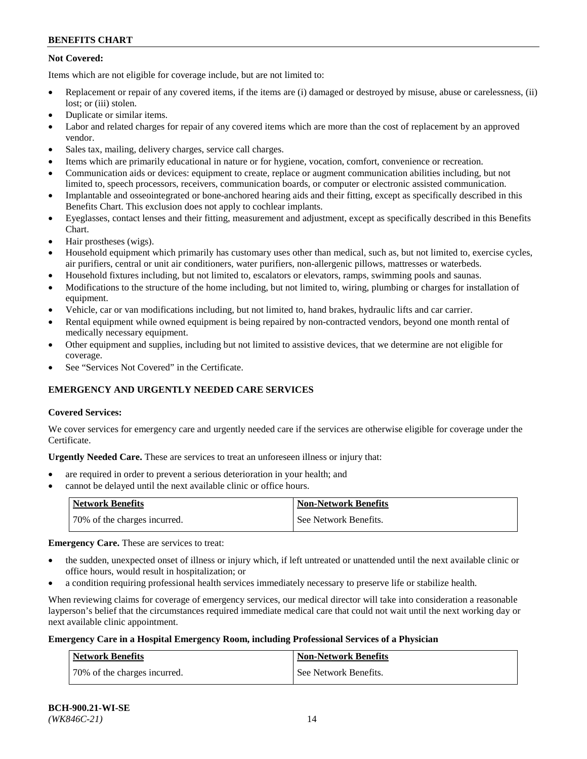**Not Covered:**

Items which are not eligible for coverage include, but are not limited to:

- Replacement or repair of any covered items, if the items are (i) damaged or destroyed by misuse, abuse or carelessness, (ii) lost; or (iii) stolen.
- Duplicate or similar items.
- Labor and related charges for repair of any covered items which are more than the cost of replacement by an approved vendor.
- Sales tax, mailing, delivery charges, service call charges.
- Items which are primarily educational in nature or for hygiene, vocation, comfort, convenience or recreation.
- Communication aids or devices: equipment to create, replace or augment communication abilities including, but not limited to, speech processors, receivers, communication boards, or computer or electronic assisted communication.
- Implantable and osseointegrated or bone-anchored hearing aids and their fitting, except as specifically described in this Benefits Chart. This exclusion does not apply to cochlear implants.
- Eyeglasses, contact lenses and their fitting, measurement and adjustment, except as specifically described in this Benefits Chart.
- Hair prostheses (wigs).
- Household equipment which primarily has customary uses other than medical, such as, but not limited to, exercise cycles, air purifiers, central or unit air conditioners, water purifiers, non-allergenic pillows, mattresses or waterbeds.
- Household fixtures including, but not limited to, escalators or elevators, ramps, swimming pools and saunas.
- Modifications to the structure of the home including, but not limited to, wiring, plumbing or charges for installation of equipment.
- Vehicle, car or van modifications including, but not limited to, hand brakes, hydraulic lifts and car carrier.
- Rental equipment while owned equipment is being repaired by non-contracted vendors, beyond one month rental of medically necessary equipment.
- Other equipment and supplies, including but not limited to assistive devices, that we determine are not eligible for coverage.
- See "Services Not Covered" in the Certificate.

## EMERGENCY AND URGENTLY NEEDED CARE SERVICES

**Covered Services:**

We cover services for emergency care and urgently needed care if the services are otherwise eligible for coverage under the Certificate.

**Urgently Needed Care.** These are services to treat an unforeseen illness or injury that:

- are required in order to prevent a serious deterioration in your health; and
- cannot be delayed until the next available clinic or office hours.

| Network Benefits | Non-Network Benefits |
|---|---|
| 70% of the charges incurred. | See Network Benefits. |

**Emergency Care.** These are services to treat:

- the sudden, unexpected onset of illness or injury which, if left untreated or unattended until the next available clinic or office hours, would result in hospitalization; or
- a condition requiring professional health services immediately necessary to preserve life or stabilize health.

When reviewing claims for coverage of emergency services, our medical director will take into consideration a reasonable layperson's belief that the circumstances required immediate medical care that could not wait until the next working day or next available clinic appointment.

**Emergency Care in a Hospital Emergency Room, including Professional Services of a Physician**

| Network Benefits | Non-Network Benefits |
|---|---|
| 70% of the charges incurred. | See Network Benefits. |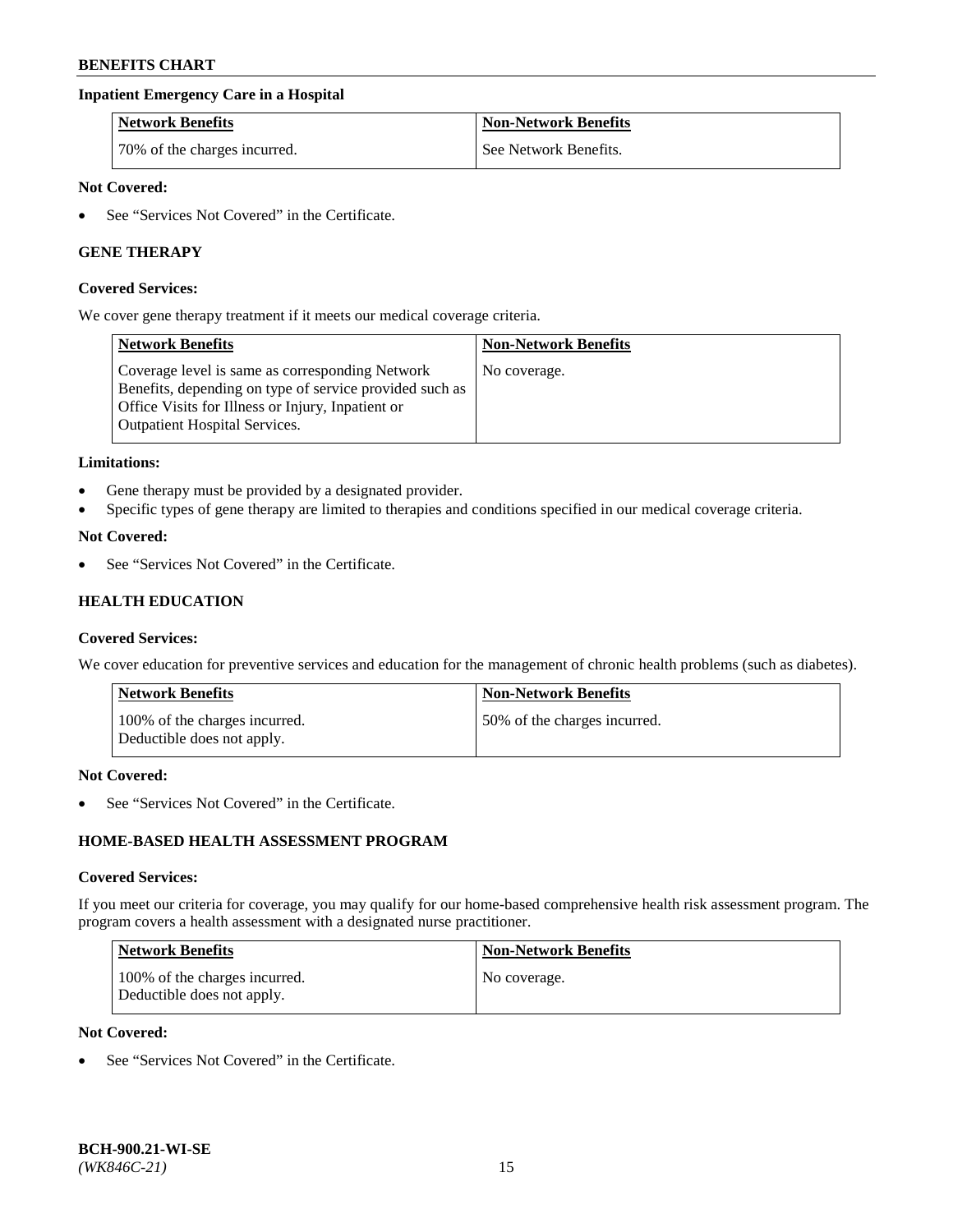### Inpatient Emergency Care in a Hospital

| Network Benefits | Non-Network Benefits |
| --- | --- |
| 70% of the charges incurred. | See Network Benefits. |

**Not Covered:**

- See "Services Not Covered" in the Certificate.

## GENE THERAPY

**Covered Services:**

We cover gene therapy treatment if it meets our medical coverage criteria.

| Network Benefits | Non-Network Benefits |
| --- | --- |
| Coverage level is same as corresponding Network Benefits, depending on type of service provided such as Office Visits for Illness or Injury, Inpatient or Outpatient Hospital Services. | No coverage. |

**Limitations:**

- Gene therapy must be provided by a designated provider.
- Specific types of gene therapy are limited to therapies and conditions specified in our medical coverage criteria.

**Not Covered:**

- See "Services Not Covered" in the Certificate.

## HEALTH EDUCATION

**Covered Services:**

We cover education for preventive services and education for the management of chronic health problems (such as diabetes).

| Network Benefits | Non-Network Benefits |
| --- | --- |
| 100% of the charges incurred. Deductible does not apply. | 50% of the charges incurred. |

**Not Covered:**

- See "Services Not Covered" in the Certificate.

## HOME-BASED HEALTH ASSESSMENT PROGRAM

**Covered Services:**

If you meet our criteria for coverage, you may qualify for our home-based comprehensive health risk assessment program. The program covers a health assessment with a designated nurse practitioner.

| Network Benefits | Non-Network Benefits |
| --- | --- |
| 100% of the charges incurred. Deductible does not apply. | No coverage. |

**Not Covered:**

- See "Services Not Covered" in the Certificate.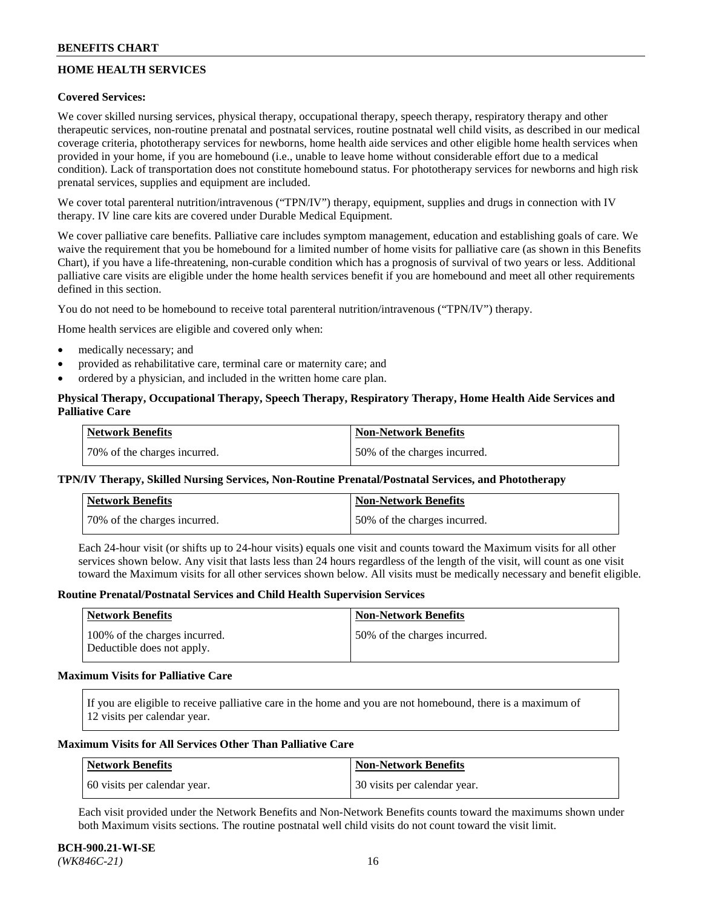## HOME HEALTH SERVICES

**Covered Services:**

We cover skilled nursing services, physical therapy, occupational therapy, speech therapy, respiratory therapy and other therapeutic services, non-routine prenatal and postnatal services, routine postnatal well child visits, as described in our medical coverage criteria, phototherapy services for newborns, home health aide services and other eligible home health services when provided in your home, if you are homebound (i.e., unable to leave home without considerable effort due to a medical condition). Lack of transportation does not constitute homebound status. For phototherapy services for newborns and high risk prenatal services, supplies and equipment are included.

We cover total parenteral nutrition/intravenous ("TPN/IV") therapy, equipment, supplies and drugs in connection with IV therapy. IV line care kits are covered under Durable Medical Equipment.

We cover palliative care benefits. Palliative care includes symptom management, education and establishing goals of care. We waive the requirement that you be homebound for a limited number of home visits for palliative care (as shown in this Benefits Chart), if you have a life-threatening, non-curable condition which has a prognosis of survival of two years or less. Additional palliative care visits are eligible under the home health services benefit if you are homebound and meet all other requirements defined in this section.

You do not need to be homebound to receive total parenteral nutrition/intravenous ("TPN/IV") therapy.

Home health services are eligible and covered only when:

- medically necessary; and
- provided as rehabilitative care, terminal care or maternity care; and
- ordered by a physician, and included in the written home care plan.

**Physical Therapy, Occupational Therapy, Speech Therapy, Respiratory Therapy, Home Health Aide Services and Palliative Care**

| Network Benefits | Non-Network Benefits |
|---|---|
| 70% of the charges incurred. | 50% of the charges incurred. |

**TPN/IV Therapy, Skilled Nursing Services, Non-Routine Prenatal/Postnatal Services, and Phototherapy**

| Network Benefits | Non-Network Benefits |
|---|---|
| 70% of the charges incurred. | 50% of the charges incurred. |

Each 24-hour visit (or shifts up to 24-hour visits) equals one visit and counts toward the Maximum visits for all other services shown below. Any visit that lasts less than 24 hours regardless of the length of the visit, will count as one visit toward the Maximum visits for all other services shown below. All visits must be medically necessary and benefit eligible.

**Routine Prenatal/Postnatal Services and Child Health Supervision Services**

| Network Benefits | Non-Network Benefits |
|---|---|
| 100% of the charges incurred. Deductible does not apply. | 50% of the charges incurred. |

**Maximum Visits for Palliative Care**

If you are eligible to receive palliative care in the home and you are not homebound, there is a maximum of 12 visits per calendar year.

**Maximum Visits for All Services Other Than Palliative Care**

| Network Benefits | Non-Network Benefits |
|---|---|
| 60 visits per calendar year. | 30 visits per calendar year. |

Each visit provided under the Network Benefits and Non-Network Benefits counts toward the maximums shown under both Maximum visits sections. The routine postnatal well child visits do not count toward the visit limit.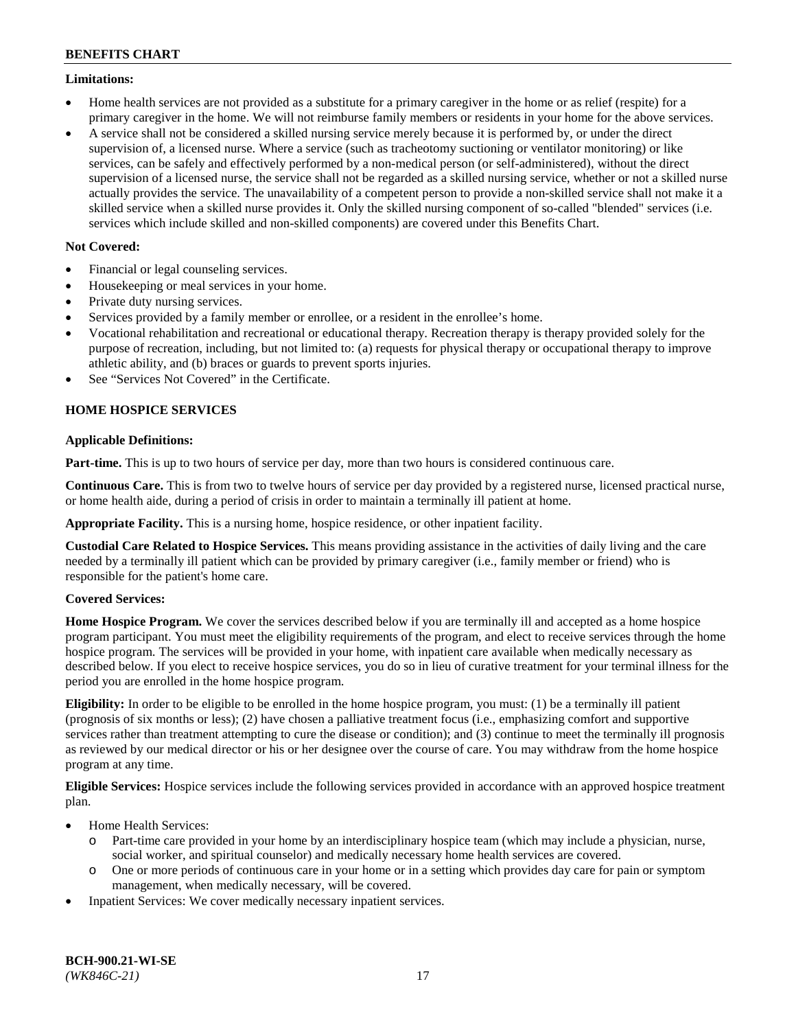**Limitations:**

- Home health services are not provided as a substitute for a primary caregiver in the home or as relief (respite) for a primary caregiver in the home. We will not reimburse family members or residents in your home for the above services.
- A service shall not be considered a skilled nursing service merely because it is performed by, or under the direct supervision of, a licensed nurse. Where a service (such as tracheotomy suctioning or ventilator monitoring) or like services, can be safely and effectively performed by a non-medical person (or self-administered), without the direct supervision of a licensed nurse, the service shall not be regarded as a skilled nursing service, whether or not a skilled nurse actually provides the service. The unavailability of a competent person to provide a non-skilled service shall not make it a skilled service when a skilled nurse provides it. Only the skilled nursing component of so-called "blended" services (i.e. services which include skilled and non-skilled components) are covered under this Benefits Chart.

**Not Covered:**

- Financial or legal counseling services.
- Housekeeping or meal services in your home.
- Private duty nursing services.
- Services provided by a family member or enrollee, or a resident in the enrollee's home.
- Vocational rehabilitation and recreational or educational therapy. Recreation therapy is therapy provided solely for the purpose of recreation, including, but not limited to: (a) requests for physical therapy or occupational therapy to improve athletic ability, and (b) braces or guards to prevent sports injuries.
- See "Services Not Covered" in the Certificate.

### HOME HOSPICE SERVICES

**Applicable Definitions:**

**Part-time.** This is up to two hours of service per day, more than two hours is considered continuous care.

**Continuous Care.** This is from two to twelve hours of service per day provided by a registered nurse, licensed practical nurse, or home health aide, during a period of crisis in order to maintain a terminally ill patient at home.

**Appropriate Facility.** This is a nursing home, hospice residence, or other inpatient facility.

**Custodial Care Related to Hospice Services.** This means providing assistance in the activities of daily living and the care needed by a terminally ill patient which can be provided by primary caregiver (i.e., family member or friend) who is responsible for the patient's home care.

**Covered Services:**

**Home Hospice Program.** We cover the services described below if you are terminally ill and accepted as a home hospice program participant. You must meet the eligibility requirements of the program, and elect to receive services through the home hospice program. The services will be provided in your home, with inpatient care available when medically necessary as described below. If you elect to receive hospice services, you do so in lieu of curative treatment for your terminal illness for the period you are enrolled in the home hospice program.

**Eligibility:** In order to be eligible to be enrolled in the home hospice program, you must: (1) be a terminally ill patient (prognosis of six months or less); (2) have chosen a palliative treatment focus (i.e., emphasizing comfort and supportive services rather than treatment attempting to cure the disease or condition); and (3) continue to meet the terminally ill prognosis as reviewed by our medical director or his or her designee over the course of care. You may withdraw from the home hospice program at any time.

**Eligible Services:** Hospice services include the following services provided in accordance with an approved hospice treatment plan.

- Home Health Services:
  - Part-time care provided in your home by an interdisciplinary hospice team (which may include a physician, nurse, social worker, and spiritual counselor) and medically necessary home health services are covered.
  - One or more periods of continuous care in your home or in a setting which provides day care for pain or symptom management, when medically necessary, will be covered.
- Inpatient Services: We cover medically necessary inpatient services.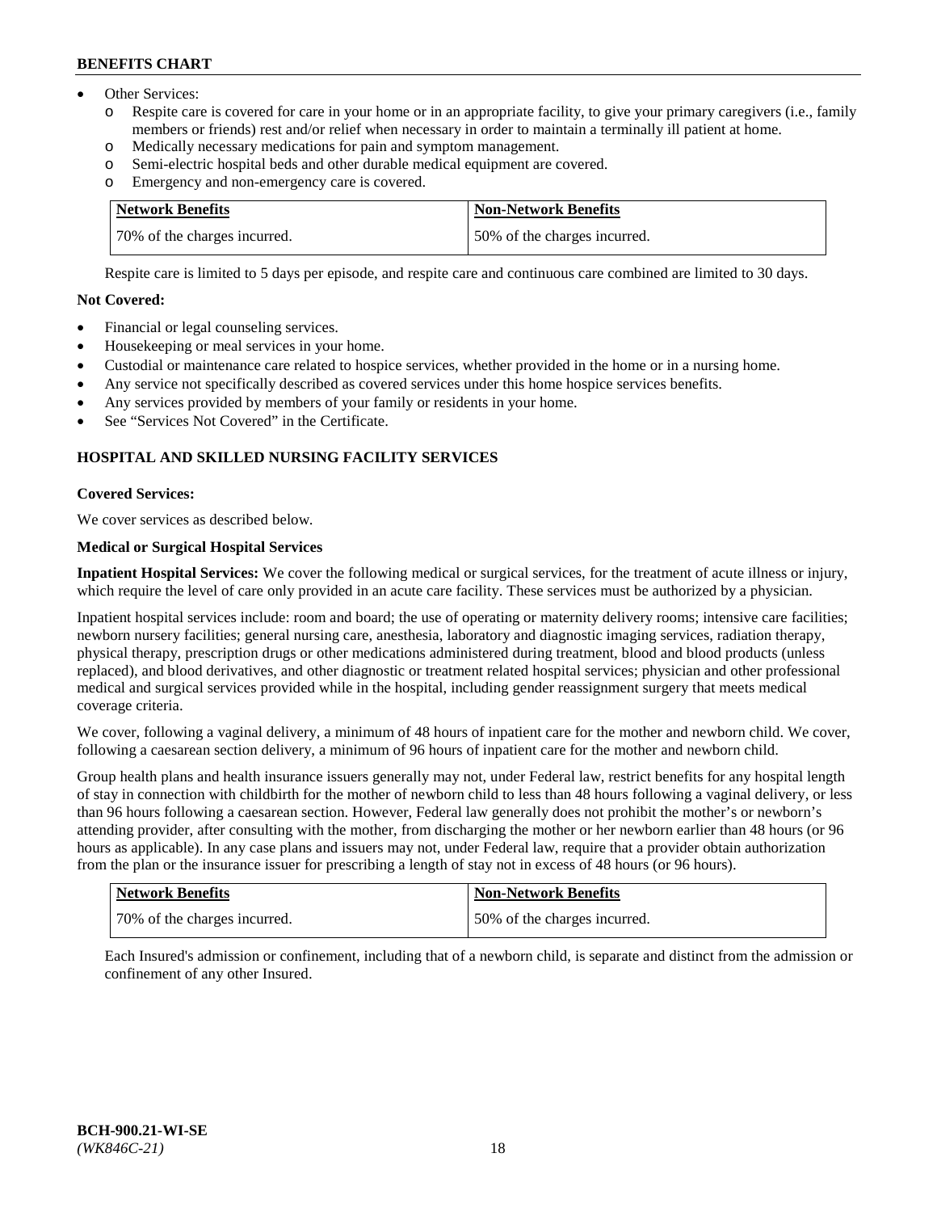- Other Services:
  - Respite care is covered for care in your home or in an appropriate facility, to give your primary caregivers (i.e., family members or friends) rest and/or relief when necessary in order to maintain a terminally ill patient at home.
  - Medically necessary medications for pain and symptom management.
  - Semi-electric hospital beds and other durable medical equipment are covered.
  - Emergency and non-emergency care is covered.

| Network Benefits | Non-Network Benefits |
|---|---|
| 70% of the charges incurred. | 50% of the charges incurred. |

Respite care is limited to 5 days per episode, and respite care and continuous care combined are limited to 30 days.

**Not Covered:**

- Financial or legal counseling services.
- Housekeeping or meal services in your home.
- Custodial or maintenance care related to hospice services, whether provided in the home or in a nursing home.
- Any service not specifically described as covered services under this home hospice services benefits.
- Any services provided by members of your family or residents in your home.
- See "Services Not Covered" in the Certificate.

## HOSPITAL AND SKILLED NURSING FACILITY SERVICES

**Covered Services:**

We cover services as described below.

**Medical or Surgical Hospital Services**

**Inpatient Hospital Services:** We cover the following medical or surgical services, for the treatment of acute illness or injury, which require the level of care only provided in an acute care facility. These services must be authorized by a physician.

Inpatient hospital services include: room and board; the use of operating or maternity delivery rooms; intensive care facilities; newborn nursery facilities; general nursing care, anesthesia, laboratory and diagnostic imaging services, radiation therapy, physical therapy, prescription drugs or other medications administered during treatment, blood and blood products (unless replaced), and blood derivatives, and other diagnostic or treatment related hospital services; physician and other professional medical and surgical services provided while in the hospital, including gender reassignment surgery that meets medical coverage criteria.

We cover, following a vaginal delivery, a minimum of 48 hours of inpatient care for the mother and newborn child. We cover, following a caesarean section delivery, a minimum of 96 hours of inpatient care for the mother and newborn child.

Group health plans and health insurance issuers generally may not, under Federal law, restrict benefits for any hospital length of stay in connection with childbirth for the mother of newborn child to less than 48 hours following a vaginal delivery, or less than 96 hours following a caesarean section. However, Federal law generally does not prohibit the mother's or newborn's attending provider, after consulting with the mother, from discharging the mother or her newborn earlier than 48 hours (or 96 hours as applicable). In any case plans and issuers may not, under Federal law, require that a provider obtain authorization from the plan or the insurance issuer for prescribing a length of stay not in excess of 48 hours (or 96 hours).

| Network Benefits | Non-Network Benefits |
|---|---|
| 70% of the charges incurred. | 50% of the charges incurred. |

Each Insured's admission or confinement, including that of a newborn child, is separate and distinct from the admission or confinement of any other Insured.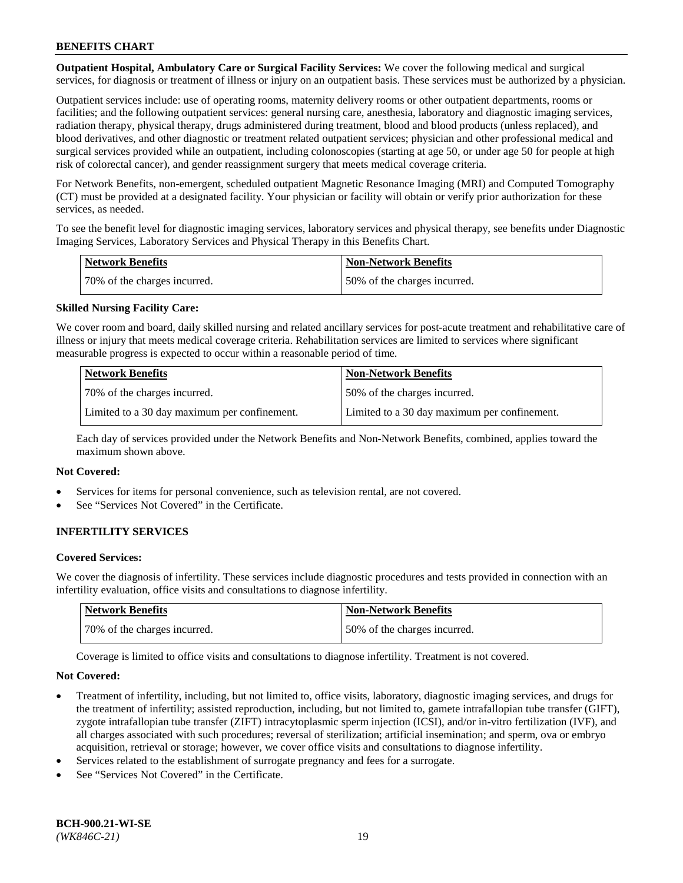**Outpatient Hospital, Ambulatory Care or Surgical Facility Services:** We cover the following medical and surgical services, for diagnosis or treatment of illness or injury on an outpatient basis. These services must be authorized by a physician.

Outpatient services include: use of operating rooms, maternity delivery rooms or other outpatient departments, rooms or facilities; and the following outpatient services: general nursing care, anesthesia, laboratory and diagnostic imaging services, radiation therapy, physical therapy, drugs administered during treatment, blood and blood products (unless replaced), and blood derivatives, and other diagnostic or treatment related outpatient services; physician and other professional medical and surgical services provided while an outpatient, including colonoscopies (starting at age 50, or under age 50 for people at high risk of colorectal cancer), and gender reassignment surgery that meets medical coverage criteria.

For Network Benefits, non-emergent, scheduled outpatient Magnetic Resonance Imaging (MRI) and Computed Tomography (CT) must be provided at a designated facility. Your physician or facility will obtain or verify prior authorization for these services, as needed.

To see the benefit level for diagnostic imaging services, laboratory services and physical therapy, see benefits under Diagnostic Imaging Services, Laboratory Services and Physical Therapy in this Benefits Chart.

| Network Benefits | Non-Network Benefits |
| --- | --- |
| 70% of the charges incurred. | 50% of the charges incurred. |

**Skilled Nursing Facility Care:**

We cover room and board, daily skilled nursing and related ancillary services for post-acute treatment and rehabilitative care of illness or injury that meets medical coverage criteria. Rehabilitation services are limited to services where significant measurable progress is expected to occur within a reasonable period of time.

| Network Benefits | Non-Network Benefits |
| --- | --- |
| 70% of the charges incurred. | 50% of the charges incurred. |
| Limited to a 30 day maximum per confinement. | Limited to a 30 day maximum per confinement. |

Each day of services provided under the Network Benefits and Non-Network Benefits, combined, applies toward the maximum shown above.

**Not Covered:**

- Services for items for personal convenience, such as television rental, are not covered.
- See "Services Not Covered" in the Certificate.

## INFERTILITY SERVICES

**Covered Services:**

We cover the diagnosis of infertility. These services include diagnostic procedures and tests provided in connection with an infertility evaluation, office visits and consultations to diagnose infertility.

| Network Benefits | Non-Network Benefits |
| --- | --- |
| 70% of the charges incurred. | 50% of the charges incurred. |

Coverage is limited to office visits and consultations to diagnose infertility. Treatment is not covered.

**Not Covered:**

- Treatment of infertility, including, but not limited to, office visits, laboratory, diagnostic imaging services, and drugs for the treatment of infertility; assisted reproduction, including, but not limited to, gamete intrafallopian tube transfer (GIFT), zygote intrafallopian tube transfer (ZIFT) intracytoplasmic sperm injection (ICSI), and/or in-vitro fertilization (IVF), and all charges associated with such procedures; reversal of sterilization; artificial insemination; and sperm, ova or embryo acquisition, retrieval or storage; however, we cover office visits and consultations to diagnose infertility.
- Services related to the establishment of surrogate pregnancy and fees for a surrogate.
- See "Services Not Covered" in the Certificate.

**BCH-900.21-WI-SE**
*(WK846C-21)*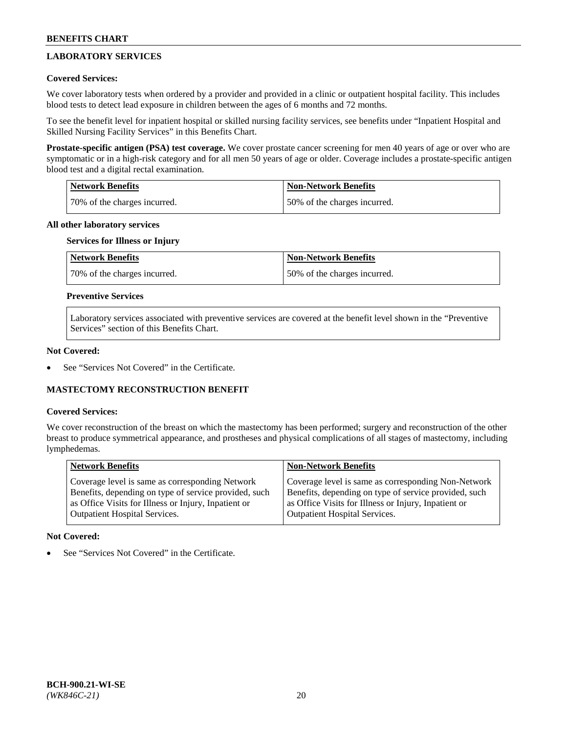## LABORATORY SERVICES

**Covered Services:**

We cover laboratory tests when ordered by a provider and provided in a clinic or outpatient hospital facility. This includes blood tests to detect lead exposure in children between the ages of 6 months and 72 months.

To see the benefit level for inpatient hospital or skilled nursing facility services, see benefits under "Inpatient Hospital and Skilled Nursing Facility Services" in this Benefits Chart.

**Prostate-specific antigen (PSA) test coverage.** We cover prostate cancer screening for men 40 years of age or over who are symptomatic or in a high-risk category and for all men 50 years of age or older. Coverage includes a prostate-specific antigen blood test and a digital rectal examination.

| Network Benefits | Non-Network Benefits |
|---|---|
| 70% of the charges incurred. | 50% of the charges incurred. |

**All other laboratory services**

**Services for Illness or Injury**

| Network Benefits | Non-Network Benefits |
|---|---|
| 70% of the charges incurred. | 50% of the charges incurred. |

**Preventive Services**

Laboratory services associated with preventive services are covered at the benefit level shown in the "Preventive Services" section of this Benefits Chart.

**Not Covered:**

- See "Services Not Covered" in the Certificate.

## MASTECTOMY RECONSTRUCTION BENEFIT

**Covered Services:**

We cover reconstruction of the breast on which the mastectomy has been performed; surgery and reconstruction of the other breast to produce symmetrical appearance, and prostheses and physical complications of all stages of mastectomy, including lymphedemas.

| Network Benefits | Non-Network Benefits |
|---|---|
| Coverage level is same as corresponding Network Benefits, depending on type of service provided, such as Office Visits for Illness or Injury, Inpatient or Outpatient Hospital Services. | Coverage level is same as corresponding Non-Network Benefits, depending on type of service provided, such as Office Visits for Illness or Injury, Inpatient or Outpatient Hospital Services. |

**Not Covered:**

- See "Services Not Covered" in the Certificate.

BCH-900.21-WI-SE
*(WK846C-21)*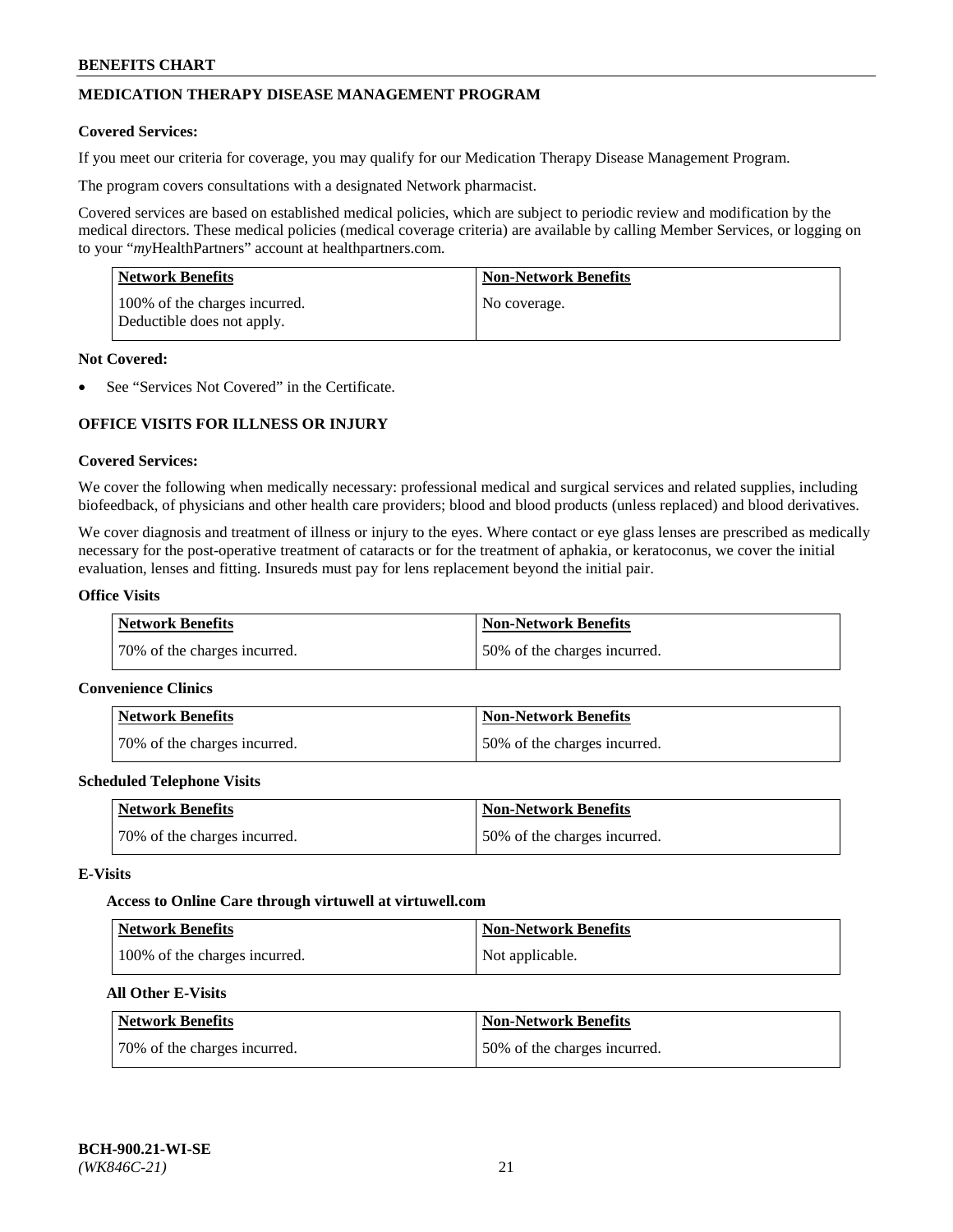## MEDICATION THERAPY DISEASE MANAGEMENT PROGRAM

**Covered Services:**

If you meet our criteria for coverage, you may qualify for our Medication Therapy Disease Management Program.

The program covers consultations with a designated Network pharmacist.

Covered services are based on established medical policies, which are subject to periodic review and modification by the medical directors. These medical policies (medical coverage criteria) are available by calling Member Services, or logging on to your "*my*HealthPartners" account at healthpartners.com.

| Network Benefits | Non-Network Benefits |
| --- | --- |
| 100% of the charges incurred. Deductible does not apply. | No coverage. |

**Not Covered:**

- See "Services Not Covered" in the Certificate.

## OFFICE VISITS FOR ILLNESS OR INJURY

**Covered Services:**

We cover the following when medically necessary: professional medical and surgical services and related supplies, including biofeedback, of physicians and other health care providers; blood and blood products (unless replaced) and blood derivatives.

We cover diagnosis and treatment of illness or injury to the eyes. Where contact or eye glass lenses are prescribed as medically necessary for the post-operative treatment of cataracts or for the treatment of aphakia, or keratoconus, we cover the initial evaluation, lenses and fitting. Insureds must pay for lens replacement beyond the initial pair.

**Office Visits**

| Network Benefits | Non-Network Benefits |
| --- | --- |
| 70% of the charges incurred. | 50% of the charges incurred. |

**Convenience Clinics**

| Network Benefits | Non-Network Benefits |
| --- | --- |
| 70% of the charges incurred. | 50% of the charges incurred. |

**Scheduled Telephone Visits**

| Network Benefits | Non-Network Benefits |
| --- | --- |
| 70% of the charges incurred. | 50% of the charges incurred. |

**E-Visits**

**Access to Online Care through virtuwell at virtuwell.com**

| Network Benefits | Non-Network Benefits |
| --- | --- |
| 100% of the charges incurred. | Not applicable. |

**All Other E-Visits**

| Network Benefits | Non-Network Benefits |
| --- | --- |
| 70% of the charges incurred. | 50% of the charges incurred. |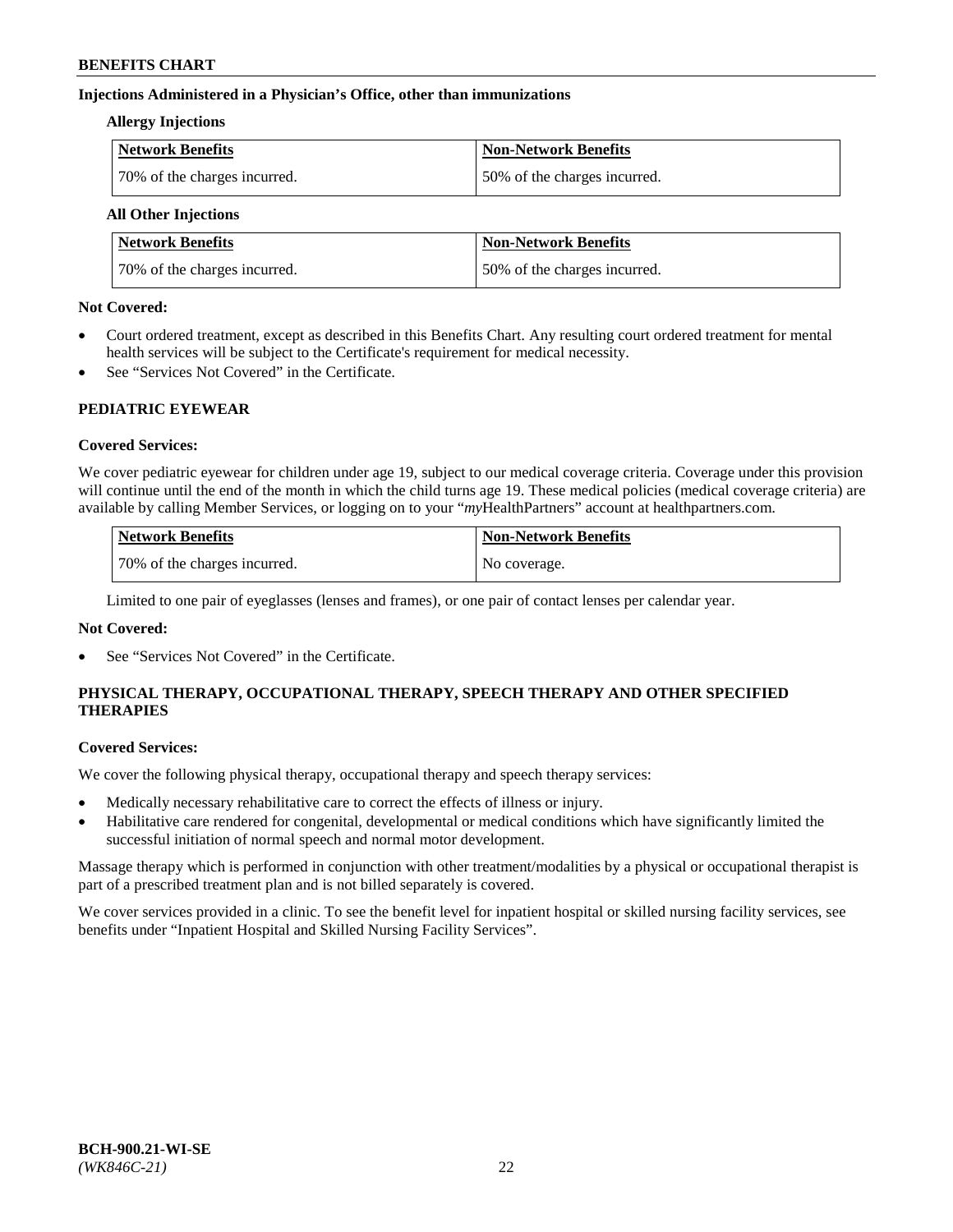**Injections Administered in a Physician's Office, other than immunizations**

**Allergy Injections**

| Network Benefits | Non-Network Benefits |
| --- | --- |
| 70% of the charges incurred. | 50% of the charges incurred. |

**All Other Injections**

| Network Benefits | Non-Network Benefits |
| --- | --- |
| 70% of the charges incurred. | 50% of the charges incurred. |

**Not Covered:**

- Court ordered treatment, except as described in this Benefits Chart. Any resulting court ordered treatment for mental health services will be subject to the Certificate's requirement for medical necessity.
- See "Services Not Covered" in the Certificate.

## PEDIATRIC EYEWEAR

**Covered Services:**

We cover pediatric eyewear for children under age 19, subject to our medical coverage criteria. Coverage under this provision will continue until the end of the month in which the child turns age 19. These medical policies (medical coverage criteria) are available by calling Member Services, or logging on to your "*my*HealthPartners" account at healthpartners.com.

| Network Benefits | Non-Network Benefits |
| --- | --- |
| 70% of the charges incurred. | No coverage. |

Limited to one pair of eyeglasses (lenses and frames), or one pair of contact lenses per calendar year.

**Not Covered:**

- See "Services Not Covered" in the Certificate.

## PHYSICAL THERAPY, OCCUPATIONAL THERAPY, SPEECH THERAPY AND OTHER SPECIFIED THERAPIES

**Covered Services:**

We cover the following physical therapy, occupational therapy and speech therapy services:

- Medically necessary rehabilitative care to correct the effects of illness or injury.
- Habilitative care rendered for congenital, developmental or medical conditions which have significantly limited the successful initiation of normal speech and normal motor development.

Massage therapy which is performed in conjunction with other treatment/modalities by a physical or occupational therapist is part of a prescribed treatment plan and is not billed separately is covered.

We cover services provided in a clinic. To see the benefit level for inpatient hospital or skilled nursing facility services, see benefits under "Inpatient Hospital and Skilled Nursing Facility Services".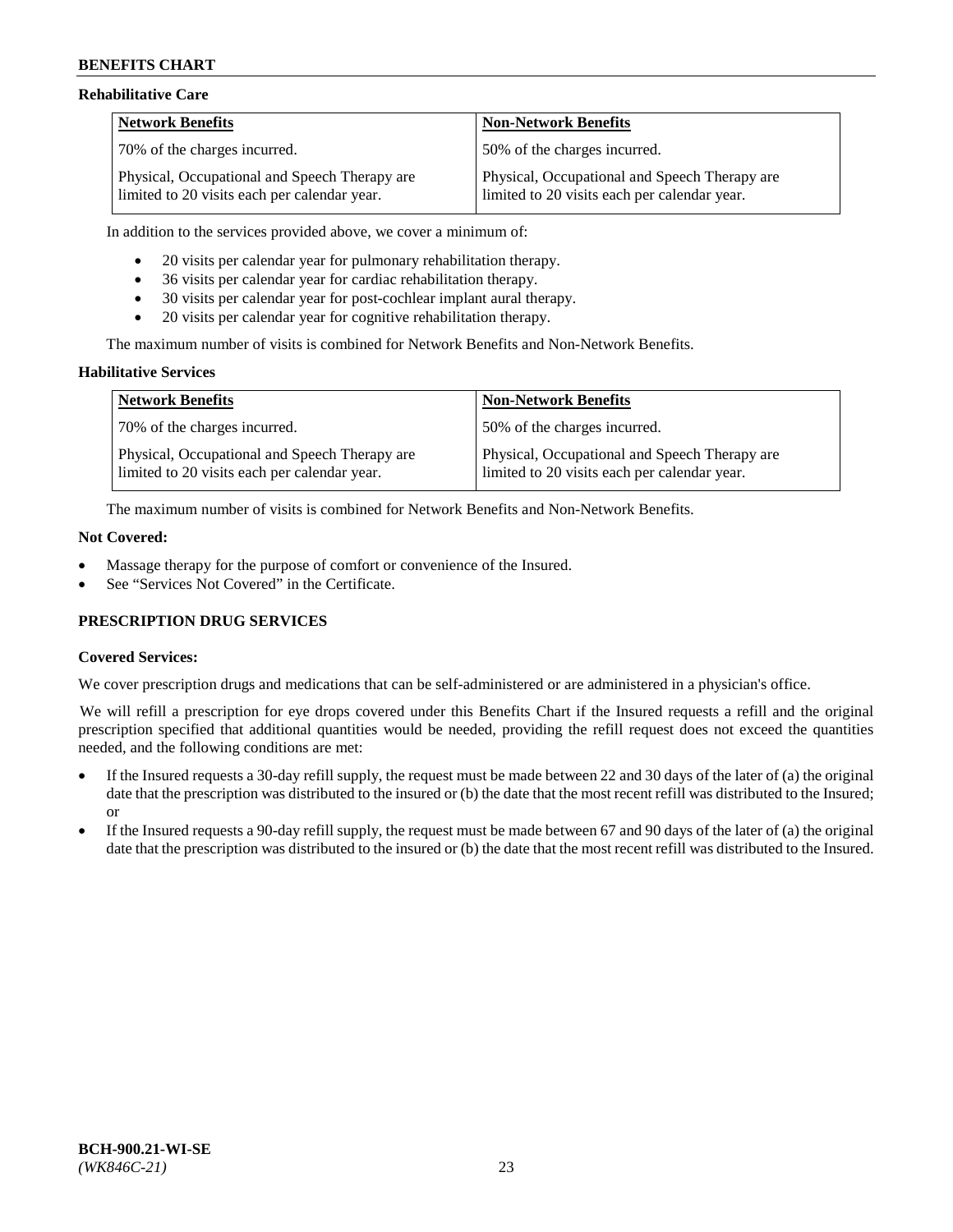### Rehabilitative Care

| Network Benefits | Non-Network Benefits |
| --- | --- |
| 70% of the charges incurred. | 50% of the charges incurred. |
| Physical, Occupational and Speech Therapy are limited to 20 visits each per calendar year. | Physical, Occupational and Speech Therapy are limited to 20 visits each per calendar year. |

In addition to the services provided above, we cover a minimum of:

- 20 visits per calendar year for pulmonary rehabilitation therapy.
- 36 visits per calendar year for cardiac rehabilitation therapy.
- 30 visits per calendar year for post-cochlear implant aural therapy.
- 20 visits per calendar year for cognitive rehabilitation therapy.

The maximum number of visits is combined for Network Benefits and Non-Network Benefits.

### Habilitative Services

| Network Benefits | Non-Network Benefits |
| --- | --- |
| 70% of the charges incurred. | 50% of the charges incurred. |
| Physical, Occupational and Speech Therapy are limited to 20 visits each per calendar year. | Physical, Occupational and Speech Therapy are limited to 20 visits each per calendar year. |

The maximum number of visits is combined for Network Benefits and Non-Network Benefits.

### Not Covered:

- Massage therapy for the purpose of comfort or convenience of the Insured.
- See "Services Not Covered" in the Certificate.

## PRESCRIPTION DRUG SERVICES

### Covered Services:

We cover prescription drugs and medications that can be self-administered or are administered in a physician's office.

We will refill a prescription for eye drops covered under this Benefits Chart if the Insured requests a refill and the original prescription specified that additional quantities would be needed, providing the refill request does not exceed the quantities needed, and the following conditions are met:

- If the Insured requests a 30-day refill supply, the request must be made between 22 and 30 days of the later of (a) the original date that the prescription was distributed to the insured or (b) the date that the most recent refill was distributed to the Insured; or
- If the Insured requests a 90-day refill supply, the request must be made between 67 and 90 days of the later of (a) the original date that the prescription was distributed to the insured or (b) the date that the most recent refill was distributed to the Insured.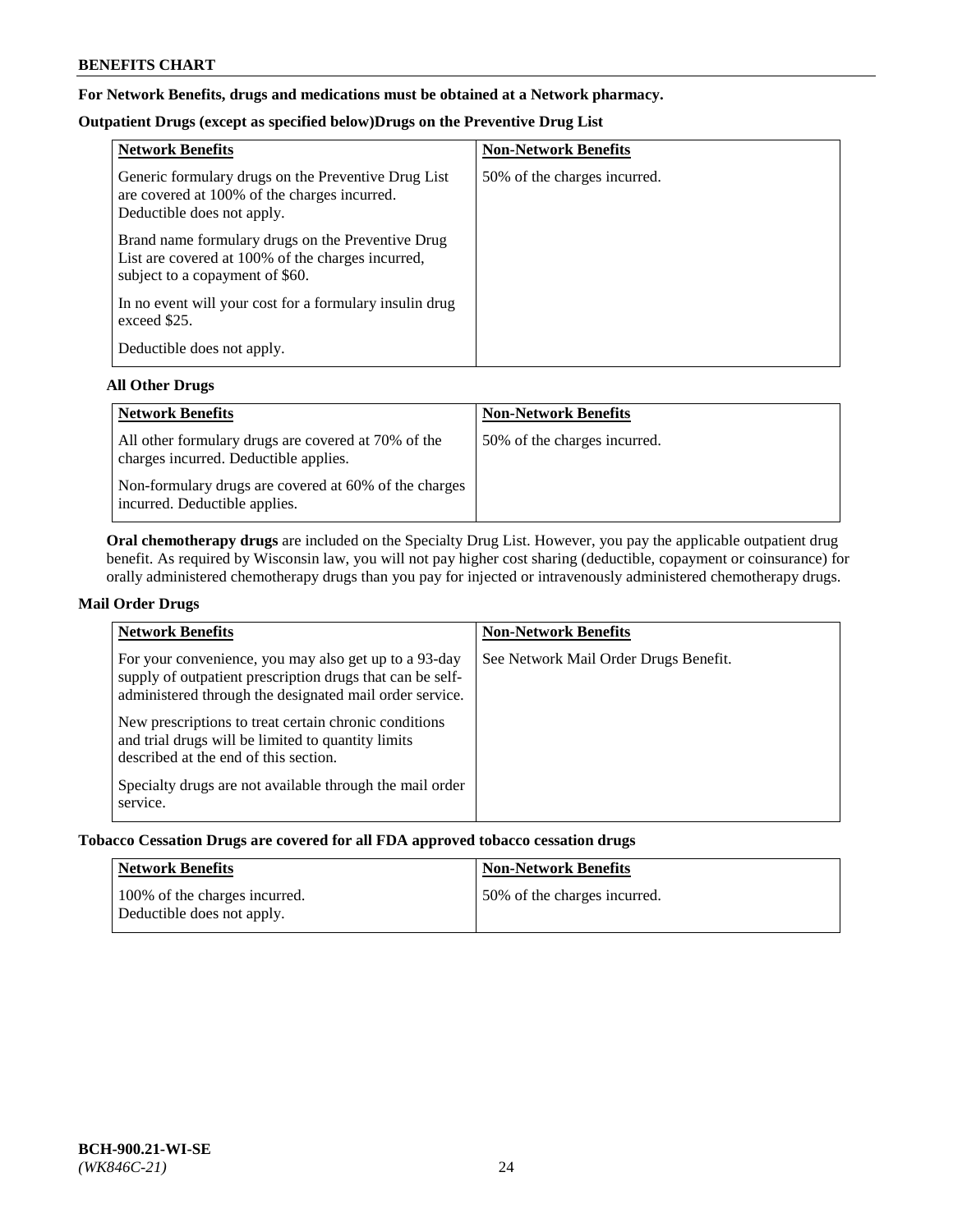**For Network Benefits, drugs and medications must be obtained at a Network pharmacy.**

**Outpatient Drugs (except as specified below)Drugs on the Preventive Drug List**

| Network Benefits | Non-Network Benefits |
|---|---|
| Generic formulary drugs on the Preventive Drug List are covered at 100% of the charges incurred. Deductible does not apply.<br><br>Brand name formulary drugs on the Preventive Drug List are covered at 100% of the charges incurred, subject to a copayment of $60.<br><br>In no event will your cost for a formulary insulin drug exceed $25.<br><br>Deductible does not apply. | 50% of the charges incurred. |

**All Other Drugs**

| Network Benefits | Non-Network Benefits |
|---|---|
| All other formulary drugs are covered at 70% of the charges incurred. Deductible applies.<br><br>Non-formulary drugs are covered at 60% of the charges incurred. Deductible applies. | 50% of the charges incurred. |

**Oral chemotherapy drugs** are included on the Specialty Drug List. However, you pay the applicable outpatient drug benefit. As required by Wisconsin law, you will not pay higher cost sharing (deductible, copayment or coinsurance) for orally administered chemotherapy drugs than you pay for injected or intravenously administered chemotherapy drugs.

**Mail Order Drugs**

| Network Benefits | Non-Network Benefits |
|---|---|
| For your convenience, you may also get up to a 93-day supply of outpatient prescription drugs that can be self-administered through the designated mail order service.<br><br>New prescriptions to treat certain chronic conditions and trial drugs will be limited to quantity limits described at the end of this section.<br><br>Specialty drugs are not available through the mail order service. | See Network Mail Order Drugs Benefit. |

**Tobacco Cessation Drugs are covered for all FDA approved tobacco cessation drugs**

| Network Benefits | Non-Network Benefits |
|---|---|
| 100% of the charges incurred. Deductible does not apply. | 50% of the charges incurred. |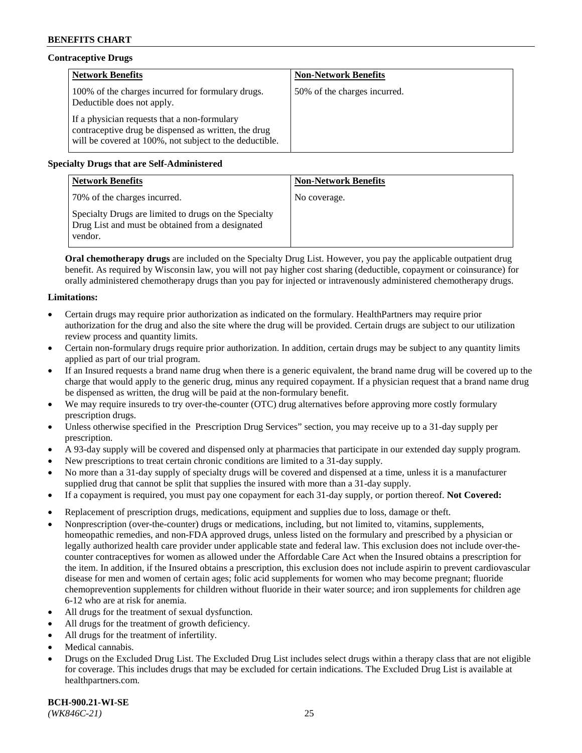**Contraceptive Drugs**

| Network Benefits | Non-Network Benefits |
|---|---|
| 100% of the charges incurred for formulary drugs. Deductible does not apply.<br><br>If a physician requests that a non-formulary contraceptive drug be dispensed as written, the drug will be covered at 100%, not subject to the deductible. | 50% of the charges incurred. |

**Specialty Drugs that are Self-Administered**

| Network Benefits | Non-Network Benefits |
|---|---|
| 70% of the charges incurred.<br><br>Specialty Drugs are limited to drugs on the Specialty Drug List and must be obtained from a designated vendor. | No coverage. |

**Oral chemotherapy drugs** are included on the Specialty Drug List. However, you pay the applicable outpatient drug benefit. As required by Wisconsin law, you will not pay higher cost sharing (deductible, copayment or coinsurance) for orally administered chemotherapy drugs than you pay for injected or intravenously administered chemotherapy drugs.

**Limitations:**

- Certain drugs may require prior authorization as indicated on the formulary. HealthPartners may require prior authorization for the drug and also the site where the drug will be provided. Certain drugs are subject to our utilization review process and quantity limits.
- Certain non-formulary drugs require prior authorization. In addition, certain drugs may be subject to any quantity limits applied as part of our trial program.
- If an Insured requests a brand name drug when there is a generic equivalent, the brand name drug will be covered up to the charge that would apply to the generic drug, minus any required copayment. If a physician request that a brand name drug be dispensed as written, the drug will be paid at the non-formulary benefit.
- We may require insureds to try over-the-counter (OTC) drug alternatives before approving more costly formulary prescription drugs.
- Unless otherwise specified in the Prescription Drug Services" section, you may receive up to a 31-day supply per prescription.
- A 93-day supply will be covered and dispensed only at pharmacies that participate in our extended day supply program.
- New prescriptions to treat certain chronic conditions are limited to a 31-day supply.
- No more than a 31-day supply of specialty drugs will be covered and dispensed at a time, unless it is a manufacturer supplied drug that cannot be split that supplies the insured with more than a 31-day supply.
- If a copayment is required, you must pay one copayment for each 31-day supply, or portion thereof. **Not Covered:**
- Replacement of prescription drugs, medications, equipment and supplies due to loss, damage or theft.
- Nonprescription (over-the-counter) drugs or medications, including, but not limited to, vitamins, supplements, homeopathic remedies, and non-FDA approved drugs, unless listed on the formulary and prescribed by a physician or legally authorized health care provider under applicable state and federal law. This exclusion does not include over-the-counter contraceptives for women as allowed under the Affordable Care Act when the Insured obtains a prescription for the item. In addition, if the Insured obtains a prescription, this exclusion does not include aspirin to prevent cardiovascular disease for men and women of certain ages; folic acid supplements for women who may become pregnant; fluoride chemoprevention supplements for children without fluoride in their water source; and iron supplements for children age 6-12 who are at risk for anemia.
- All drugs for the treatment of sexual dysfunction.
- All drugs for the treatment of growth deficiency.
- All drugs for the treatment of infertility.
- Medical cannabis.
- Drugs on the Excluded Drug List. The Excluded Drug List includes select drugs within a therapy class that are not eligible for coverage. This includes drugs that may be excluded for certain indications. The Excluded Drug List is available at healthpartners.com.

**BCH-900.21-WI-SE**
*(WK846C-21)*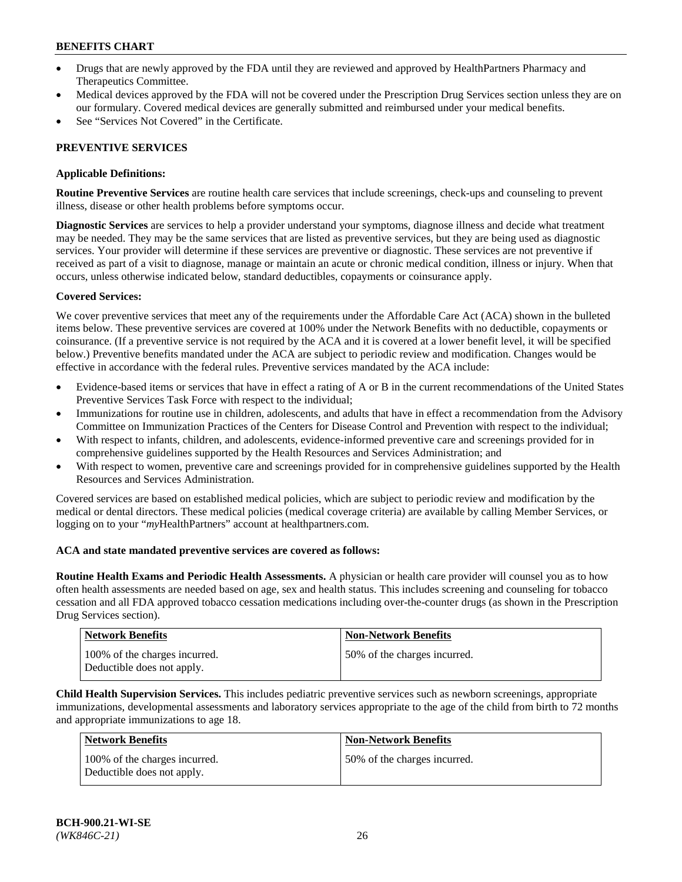- Drugs that are newly approved by the FDA until they are reviewed and approved by HealthPartners Pharmacy and Therapeutics Committee.
- Medical devices approved by the FDA will not be covered under the Prescription Drug Services section unless they are on our formulary. Covered medical devices are generally submitted and reimbursed under your medical benefits.
- See "Services Not Covered" in the Certificate.

## PREVENTIVE SERVICES

### Applicable Definitions:

**Routine Preventive Services** are routine health care services that include screenings, check-ups and counseling to prevent illness, disease or other health problems before symptoms occur.

**Diagnostic Services** are services to help a provider understand your symptoms, diagnose illness and decide what treatment may be needed. They may be the same services that are listed as preventive services, but they are being used as diagnostic services. Your provider will determine if these services are preventive or diagnostic. These services are not preventive if received as part of a visit to diagnose, manage or maintain an acute or chronic medical condition, illness or injury. When that occurs, unless otherwise indicated below, standard deductibles, copayments or coinsurance apply.

### Covered Services:

We cover preventive services that meet any of the requirements under the Affordable Care Act (ACA) shown in the bulleted items below. These preventive services are covered at 100% under the Network Benefits with no deductible, copayments or coinsurance. (If a preventive service is not required by the ACA and it is covered at a lower benefit level, it will be specified below.) Preventive benefits mandated under the ACA are subject to periodic review and modification. Changes would be effective in accordance with the federal rules. Preventive services mandated by the ACA include:

- Evidence-based items or services that have in effect a rating of A or B in the current recommendations of the United States Preventive Services Task Force with respect to the individual;
- Immunizations for routine use in children, adolescents, and adults that have in effect a recommendation from the Advisory Committee on Immunization Practices of the Centers for Disease Control and Prevention with respect to the individual;
- With respect to infants, children, and adolescents, evidence-informed preventive care and screenings provided for in comprehensive guidelines supported by the Health Resources and Services Administration; and
- With respect to women, preventive care and screenings provided for in comprehensive guidelines supported by the Health Resources and Services Administration.

Covered services are based on established medical policies, which are subject to periodic review and modification by the medical or dental directors. These medical policies (medical coverage criteria) are available by calling Member Services, or logging on to your "*my*HealthPartners" account at healthpartners.com.

**ACA and state mandated preventive services are covered as follows:**

**Routine Health Exams and Periodic Health Assessments.** A physician or health care provider will counsel you as to how often health assessments are needed based on age, sex and health status. This includes screening and counseling for tobacco cessation and all FDA approved tobacco cessation medications including over-the-counter drugs (as shown in the Prescription Drug Services section).

| Network Benefits | Non-Network Benefits |
|---|---|
| 100% of the charges incurred. Deductible does not apply. | 50% of the charges incurred. |

**Child Health Supervision Services.** This includes pediatric preventive services such as newborn screenings, appropriate immunizations, developmental assessments and laboratory services appropriate to the age of the child from birth to 72 months and appropriate immunizations to age 18.

| Network Benefits | Non-Network Benefits |
|---|---|
| 100% of the charges incurred. Deductible does not apply. | 50% of the charges incurred. |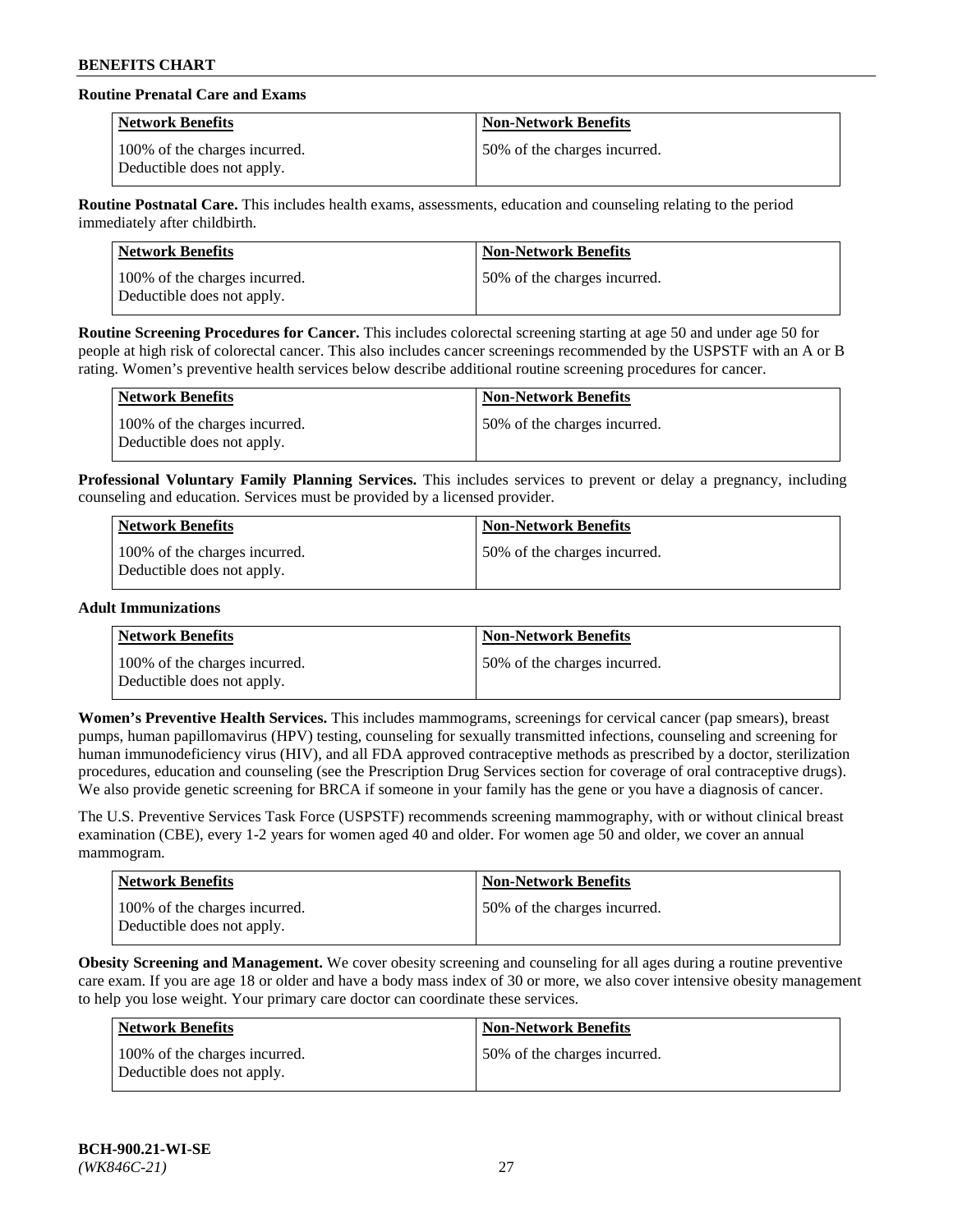**Routine Prenatal Care and Exams**

| Network Benefits | Non-Network Benefits |
|---|---|
| 100% of the charges incurred. Deductible does not apply. | 50% of the charges incurred. |

**Routine Postnatal Care.** This includes health exams, assessments, education and counseling relating to the period immediately after childbirth.

| Network Benefits | Non-Network Benefits |
|---|---|
| 100% of the charges incurred. Deductible does not apply. | 50% of the charges incurred. |

**Routine Screening Procedures for Cancer.** This includes colorectal screening starting at age 50 and under age 50 for people at high risk of colorectal cancer. This also includes cancer screenings recommended by the USPSTF with an A or B rating. Women's preventive health services below describe additional routine screening procedures for cancer.

| Network Benefits | Non-Network Benefits |
|---|---|
| 100% of the charges incurred. Deductible does not apply. | 50% of the charges incurred. |

**Professional Voluntary Family Planning Services.** This includes services to prevent or delay a pregnancy, including counseling and education. Services must be provided by a licensed provider.

| Network Benefits | Non-Network Benefits |
|---|---|
| 100% of the charges incurred. Deductible does not apply. | 50% of the charges incurred. |

**Adult Immunizations**

| Network Benefits | Non-Network Benefits |
|---|---|
| 100% of the charges incurred. Deductible does not apply. | 50% of the charges incurred. |

**Women's Preventive Health Services.** This includes mammograms, screenings for cervical cancer (pap smears), breast pumps, human papillomavirus (HPV) testing, counseling for sexually transmitted infections, counseling and screening for human immunodeficiency virus (HIV), and all FDA approved contraceptive methods as prescribed by a doctor, sterilization procedures, education and counseling (see the Prescription Drug Services section for coverage of oral contraceptive drugs). We also provide genetic screening for BRCA if someone in your family has the gene or you have a diagnosis of cancer.

The U.S. Preventive Services Task Force (USPSTF) recommends screening mammography, with or without clinical breast examination (CBE), every 1-2 years for women aged 40 and older. For women age 50 and older, we cover an annual mammogram.

| Network Benefits | Non-Network Benefits |
|---|---|
| 100% of the charges incurred. Deductible does not apply. | 50% of the charges incurred. |

**Obesity Screening and Management.** We cover obesity screening and counseling for all ages during a routine preventive care exam. If you are age 18 or older and have a body mass index of 30 or more, we also cover intensive obesity management to help you lose weight. Your primary care doctor can coordinate these services.

| Network Benefits | Non-Network Benefits |
|---|---|
| 100% of the charges incurred. Deductible does not apply. | 50% of the charges incurred. |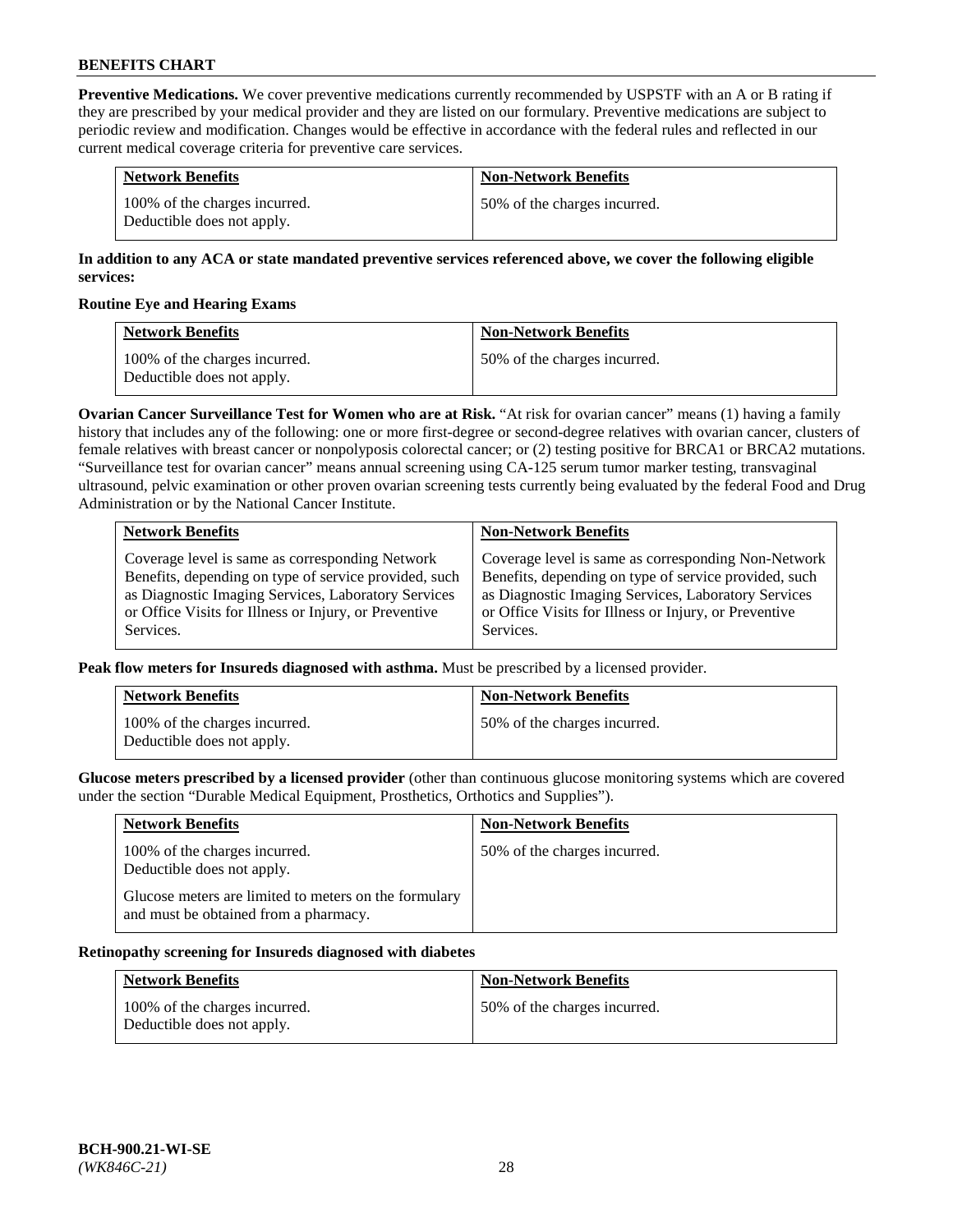**Preventive Medications.** We cover preventive medications currently recommended by USPSTF with an A or B rating if they are prescribed by your medical provider and they are listed on our formulary. Preventive medications are subject to periodic review and modification. Changes would be effective in accordance with the federal rules and reflected in our current medical coverage criteria for preventive care services.

| Network Benefits | Non-Network Benefits |
| --- | --- |
| 100% of the charges incurred. Deductible does not apply. | 50% of the charges incurred. |

**In addition to any ACA or state mandated preventive services referenced above, we cover the following eligible services:**

**Routine Eye and Hearing Exams**

| Network Benefits | Non-Network Benefits |
| --- | --- |
| 100% of the charges incurred. Deductible does not apply. | 50% of the charges incurred. |

**Ovarian Cancer Surveillance Test for Women who are at Risk.** "At risk for ovarian cancer" means (1) having a family history that includes any of the following: one or more first-degree or second-degree relatives with ovarian cancer, clusters of female relatives with breast cancer or nonpolyposis colorectal cancer; or (2) testing positive for BRCA1 or BRCA2 mutations. "Surveillance test for ovarian cancer" means annual screening using CA-125 serum tumor marker testing, transvaginal ultrasound, pelvic examination or other proven ovarian screening tests currently being evaluated by the federal Food and Drug Administration or by the National Cancer Institute.

| Network Benefits | Non-Network Benefits |
| --- | --- |
| Coverage level is same as corresponding Network Benefits, depending on type of service provided, such as Diagnostic Imaging Services, Laboratory Services or Office Visits for Illness or Injury, or Preventive Services. | Coverage level is same as corresponding Non-Network Benefits, depending on type of service provided, such as Diagnostic Imaging Services, Laboratory Services or Office Visits for Illness or Injury, or Preventive Services. |

**Peak flow meters for Insureds diagnosed with asthma.** Must be prescribed by a licensed provider.

| Network Benefits | Non-Network Benefits |
| --- | --- |
| 100% of the charges incurred. Deductible does not apply. | 50% of the charges incurred. |

**Glucose meters prescribed by a licensed provider** (other than continuous glucose monitoring systems which are covered under the section "Durable Medical Equipment, Prosthetics, Orthotics and Supplies").

| Network Benefits | Non-Network Benefits |
| --- | --- |
| 100% of the charges incurred. Deductible does not apply.<br><br>Glucose meters are limited to meters on the formulary and must be obtained from a pharmacy. | 50% of the charges incurred. |

**Retinopathy screening for Insureds diagnosed with diabetes**

| Network Benefits | Non-Network Benefits |
| --- | --- |
| 100% of the charges incurred. Deductible does not apply. | 50% of the charges incurred. |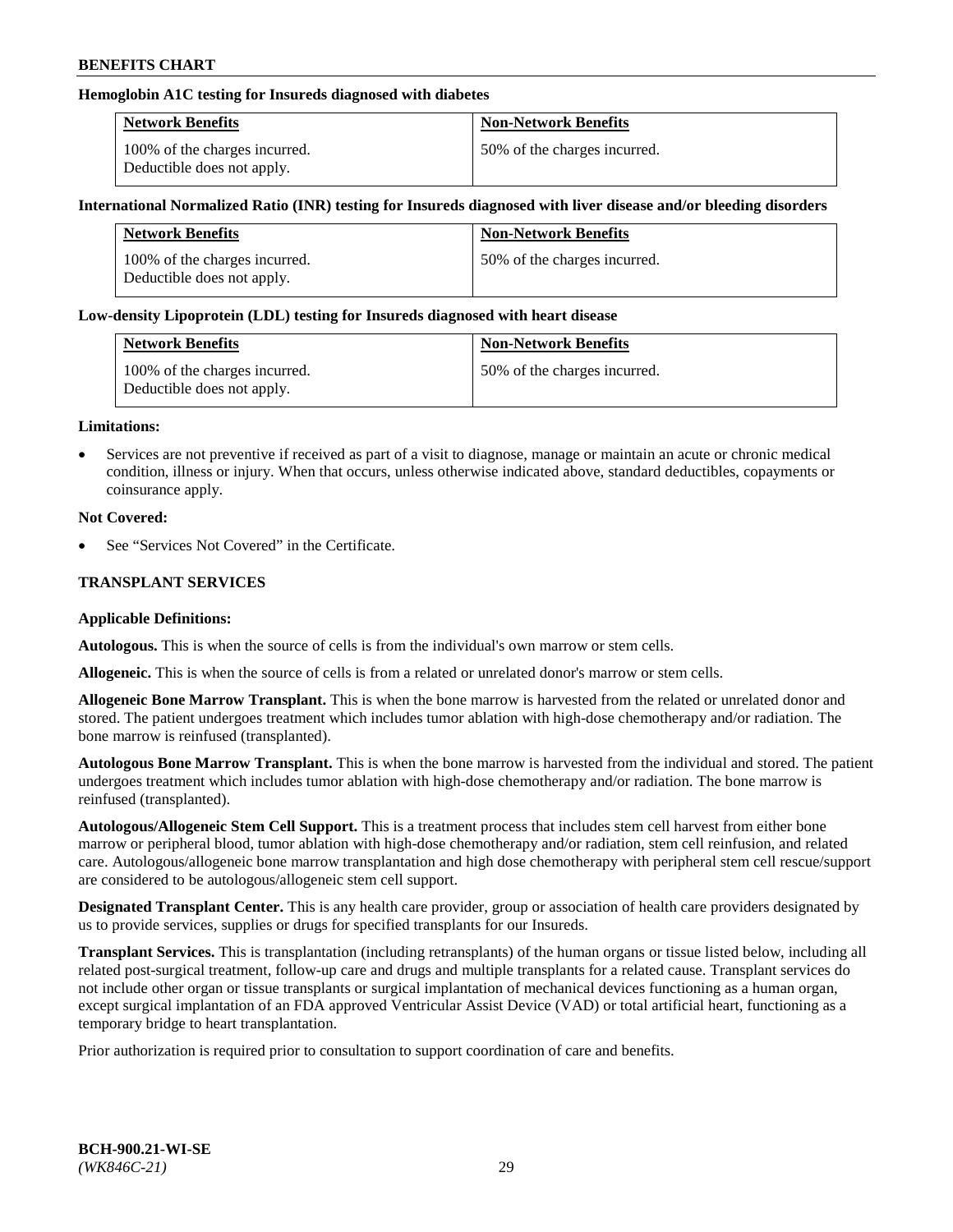**Hemoglobin A1C testing for Insureds diagnosed with diabetes**

| Network Benefits | Non-Network Benefits |
| --- | --- |
| 100% of the charges incurred. Deductible does not apply. | 50% of the charges incurred. |

**International Normalized Ratio (INR) testing for Insureds diagnosed with liver disease and/or bleeding disorders**

| Network Benefits | Non-Network Benefits |
| --- | --- |
| 100% of the charges incurred. Deductible does not apply. | 50% of the charges incurred. |

**Low-density Lipoprotein (LDL) testing for Insureds diagnosed with heart disease**

| Network Benefits | Non-Network Benefits |
| --- | --- |
| 100% of the charges incurred. Deductible does not apply. | 50% of the charges incurred. |

**Limitations:**

- Services are not preventive if received as part of a visit to diagnose, manage or maintain an acute or chronic medical condition, illness or injury. When that occurs, unless otherwise indicated above, standard deductibles, copayments or coinsurance apply.

**Not Covered:**

- See "Services Not Covered" in the Certificate.

## TRANSPLANT SERVICES

**Applicable Definitions:**

**Autologous.** This is when the source of cells is from the individual's own marrow or stem cells.

**Allogeneic.** This is when the source of cells is from a related or unrelated donor's marrow or stem cells.

**Allogeneic Bone Marrow Transplant.** This is when the bone marrow is harvested from the related or unrelated donor and stored. The patient undergoes treatment which includes tumor ablation with high-dose chemotherapy and/or radiation. The bone marrow is reinfused (transplanted).

**Autologous Bone Marrow Transplant.** This is when the bone marrow is harvested from the individual and stored. The patient undergoes treatment which includes tumor ablation with high-dose chemotherapy and/or radiation. The bone marrow is reinfused (transplanted).

**Autologous/Allogeneic Stem Cell Support.** This is a treatment process that includes stem cell harvest from either bone marrow or peripheral blood, tumor ablation with high-dose chemotherapy and/or radiation, stem cell reinfusion, and related care. Autologous/allogeneic bone marrow transplantation and high dose chemotherapy with peripheral stem cell rescue/support are considered to be autologous/allogeneic stem cell support.

**Designated Transplant Center.** This is any health care provider, group or association of health care providers designated by us to provide services, supplies or drugs for specified transplants for our Insureds.

**Transplant Services.** This is transplantation (including retransplants) of the human organs or tissue listed below, including all related post-surgical treatment, follow-up care and drugs and multiple transplants for a related cause. Transplant services do not include other organ or tissue transplants or surgical implantation of mechanical devices functioning as a human organ, except surgical implantation of an FDA approved Ventricular Assist Device (VAD) or total artificial heart, functioning as a temporary bridge to heart transplantation.

Prior authorization is required prior to consultation to support coordination of care and benefits.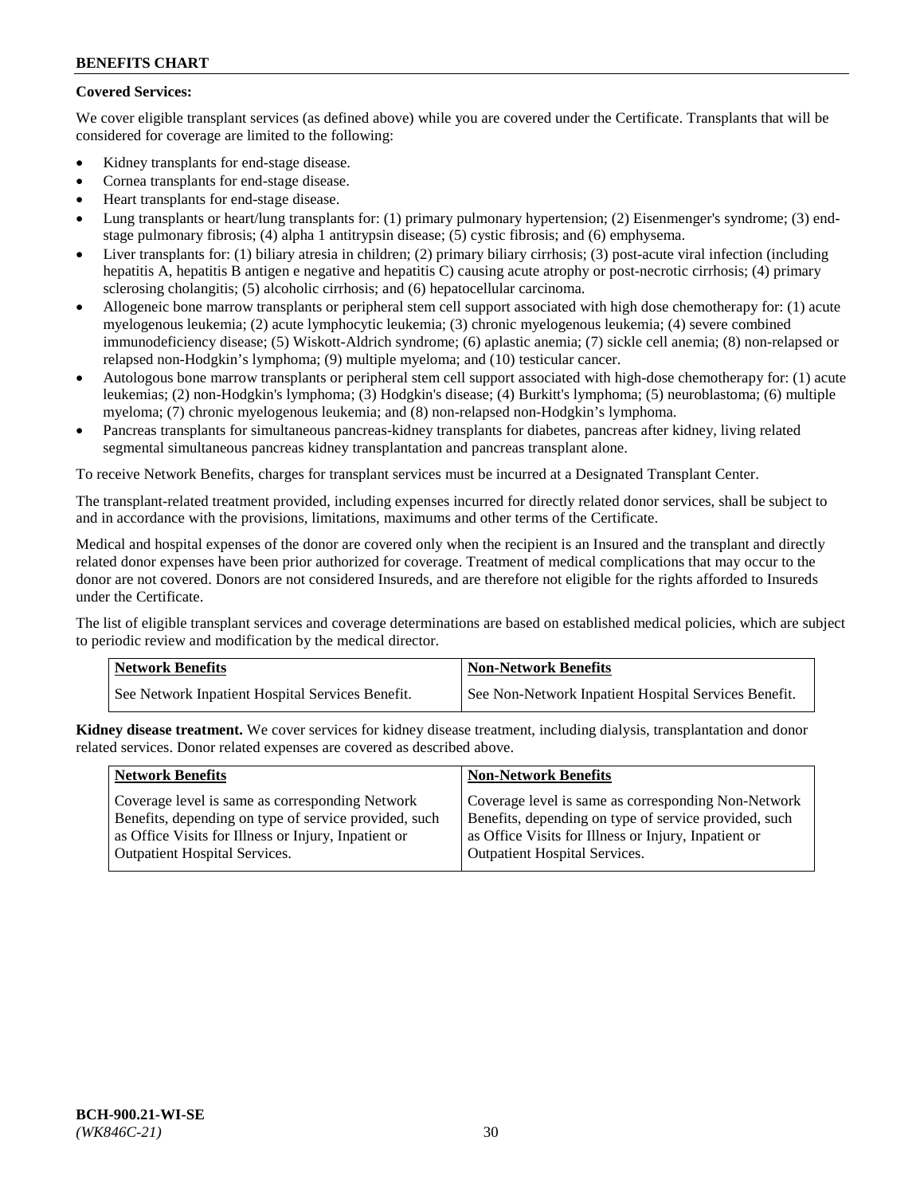**Covered Services:**

We cover eligible transplant services (as defined above) while you are covered under the Certificate. Transplants that will be considered for coverage are limited to the following:

- Kidney transplants for end-stage disease.
- Cornea transplants for end-stage disease.
- Heart transplants for end-stage disease.
- Lung transplants or heart/lung transplants for: (1) primary pulmonary hypertension; (2) Eisenmenger's syndrome; (3) end-stage pulmonary fibrosis; (4) alpha 1 antitrypsin disease; (5) cystic fibrosis; and (6) emphysema.
- Liver transplants for: (1) biliary atresia in children; (2) primary biliary cirrhosis; (3) post-acute viral infection (including hepatitis A, hepatitis B antigen e negative and hepatitis C) causing acute atrophy or post-necrotic cirrhosis; (4) primary sclerosing cholangitis; (5) alcoholic cirrhosis; and (6) hepatocellular carcinoma.
- Allogeneic bone marrow transplants or peripheral stem cell support associated with high dose chemotherapy for: (1) acute myelogenous leukemia; (2) acute lymphocytic leukemia; (3) chronic myelogenous leukemia; (4) severe combined immunodeficiency disease; (5) Wiskott-Aldrich syndrome; (6) aplastic anemia; (7) sickle cell anemia; (8) non-relapsed or relapsed non-Hodgkin's lymphoma; (9) multiple myeloma; and (10) testicular cancer.
- Autologous bone marrow transplants or peripheral stem cell support associated with high-dose chemotherapy for: (1) acute leukemias; (2) non-Hodgkin's lymphoma; (3) Hodgkin's disease; (4) Burkitt's lymphoma; (5) neuroblastoma; (6) multiple myeloma; (7) chronic myelogenous leukemia; and (8) non-relapsed non-Hodgkin's lymphoma.
- Pancreas transplants for simultaneous pancreas-kidney transplants for diabetes, pancreas after kidney, living related segmental simultaneous pancreas kidney transplantation and pancreas transplant alone.

To receive Network Benefits, charges for transplant services must be incurred at a Designated Transplant Center.

The transplant-related treatment provided, including expenses incurred for directly related donor services, shall be subject to and in accordance with the provisions, limitations, maximums and other terms of the Certificate.

Medical and hospital expenses of the donor are covered only when the recipient is an Insured and the transplant and directly related donor expenses have been prior authorized for coverage. Treatment of medical complications that may occur to the donor are not covered. Donors are not considered Insureds, and are therefore not eligible for the rights afforded to Insureds under the Certificate.

The list of eligible transplant services and coverage determinations are based on established medical policies, which are subject to periodic review and modification by the medical director.

| Network Benefits | Non-Network Benefits |
|---|---|
| See Network Inpatient Hospital Services Benefit. | See Non-Network Inpatient Hospital Services Benefit. |

**Kidney disease treatment.** We cover services for kidney disease treatment, including dialysis, transplantation and donor related services. Donor related expenses are covered as described above.

| Network Benefits | Non-Network Benefits |
|---|---|
| Coverage level is same as corresponding Network Benefits, depending on type of service provided, such as Office Visits for Illness or Injury, Inpatient or Outpatient Hospital Services. | Coverage level is same as corresponding Non-Network Benefits, depending on type of service provided, such as Office Visits for Illness or Injury, Inpatient or Outpatient Hospital Services. |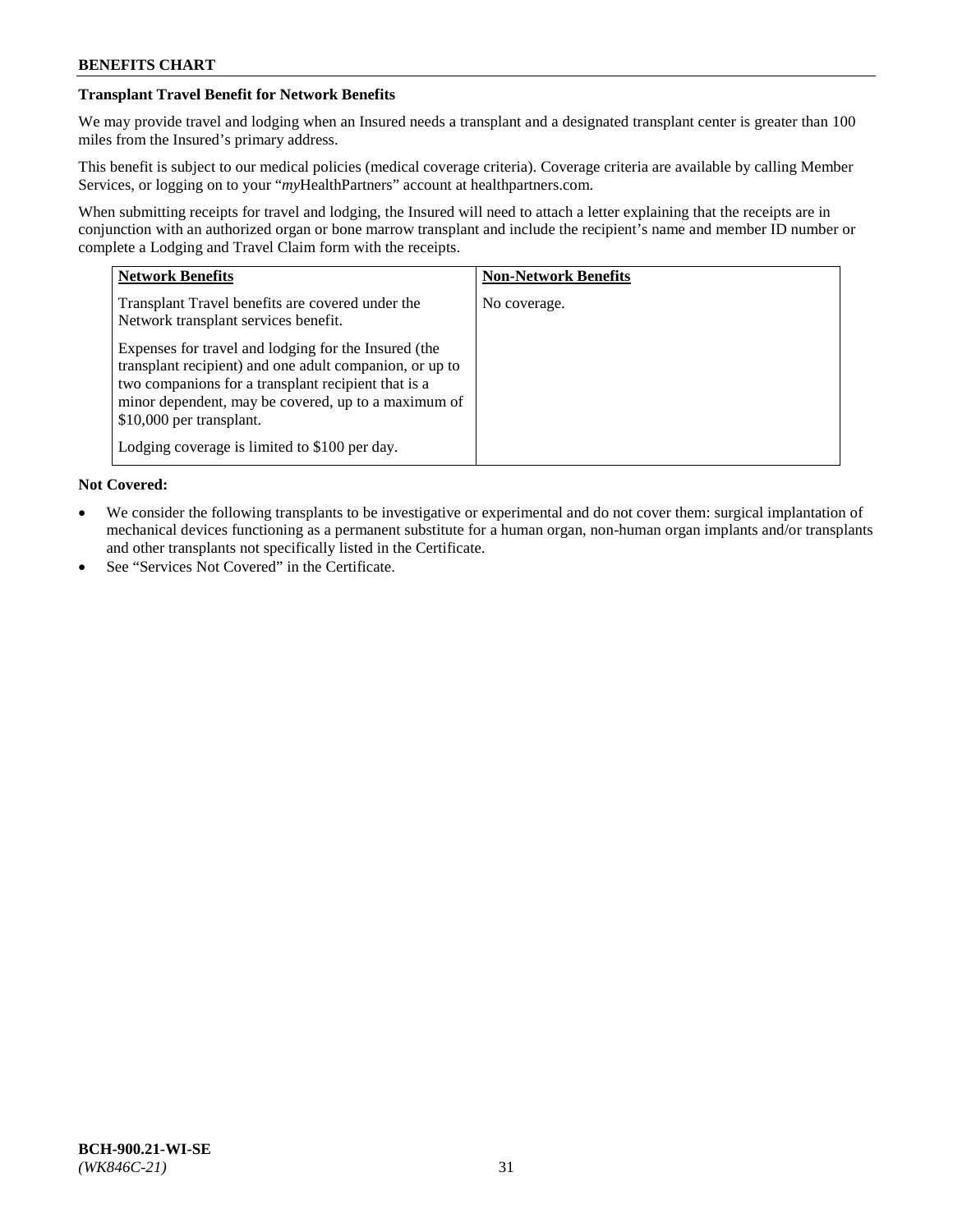### Transplant Travel Benefit for Network Benefits

We may provide travel and lodging when an Insured needs a transplant and a designated transplant center is greater than 100 miles from the Insured's primary address.

This benefit is subject to our medical policies (medical coverage criteria). Coverage criteria are available by calling Member Services, or logging on to your "*my*HealthPartners" account at healthpartners.com.

When submitting receipts for travel and lodging, the Insured will need to attach a letter explaining that the receipts are in conjunction with an authorized organ or bone marrow transplant and include the recipient's name and member ID number or complete a Lodging and Travel Claim form with the receipts.

| Network Benefits | Non-Network Benefits |
|---|---|
| Transplant Travel benefits are covered under the Network transplant services benefit.<br><br>Expenses for travel and lodging for the Insured (the transplant recipient) and one adult companion, or up to two companions for a transplant recipient that is a minor dependent, may be covered, up to a maximum of $10,000 per transplant.<br><br>Lodging coverage is limited to $100 per day. | No coverage. |

**Not Covered:**

- We consider the following transplants to be investigative or experimental and do not cover them: surgical implantation of mechanical devices functioning as a permanent substitute for a human organ, non-human organ implants and/or transplants and other transplants not specifically listed in the Certificate.
- See "Services Not Covered" in the Certificate.

**BCH-900.21-WI-SE**
*(WK846C-21)*